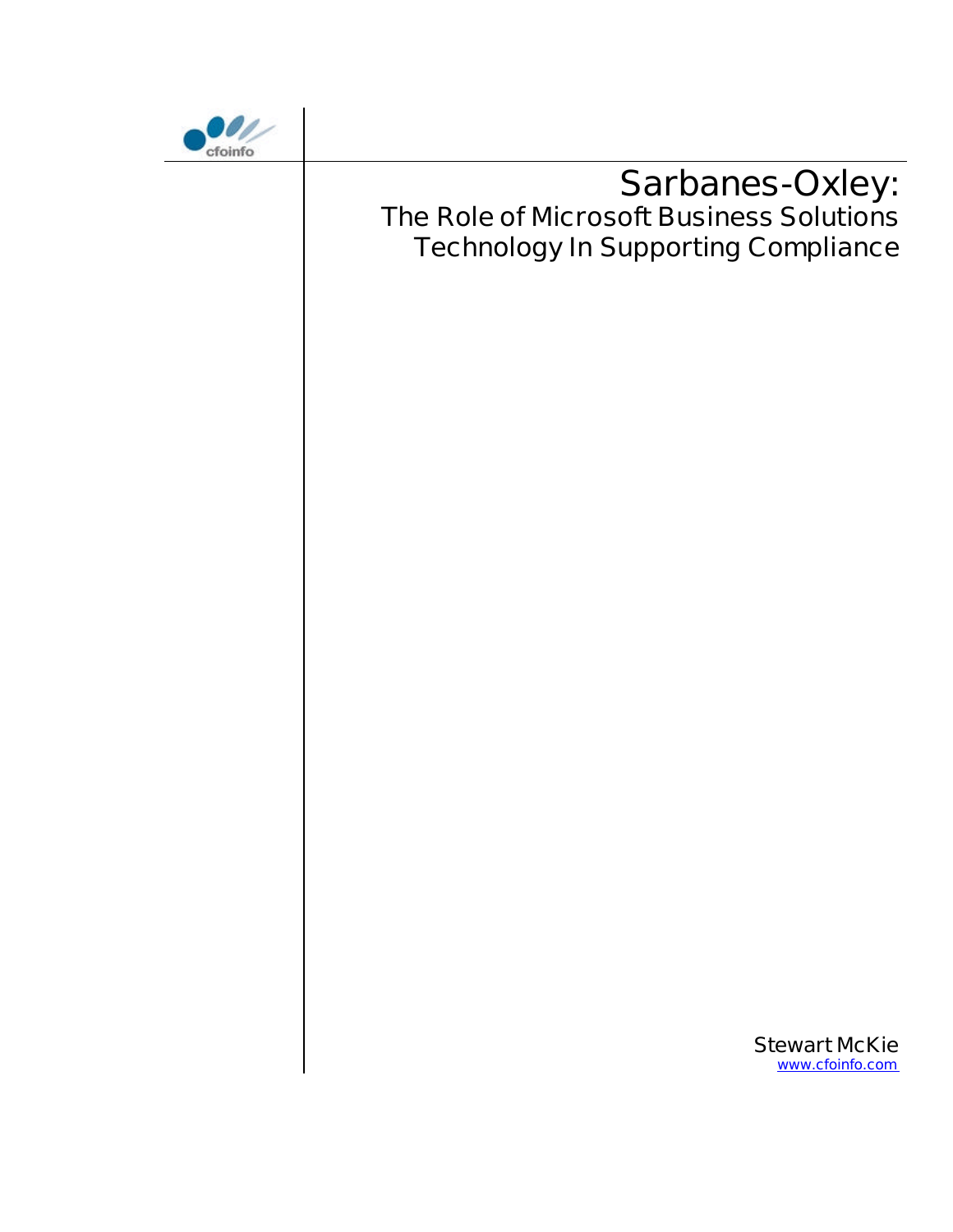cfoinfo

# Sarbanes-Oxley:

## The Role of Microsoft Business Solutions Technology In Supporting Compliance

Stewart McKie

www.cfoinfo.com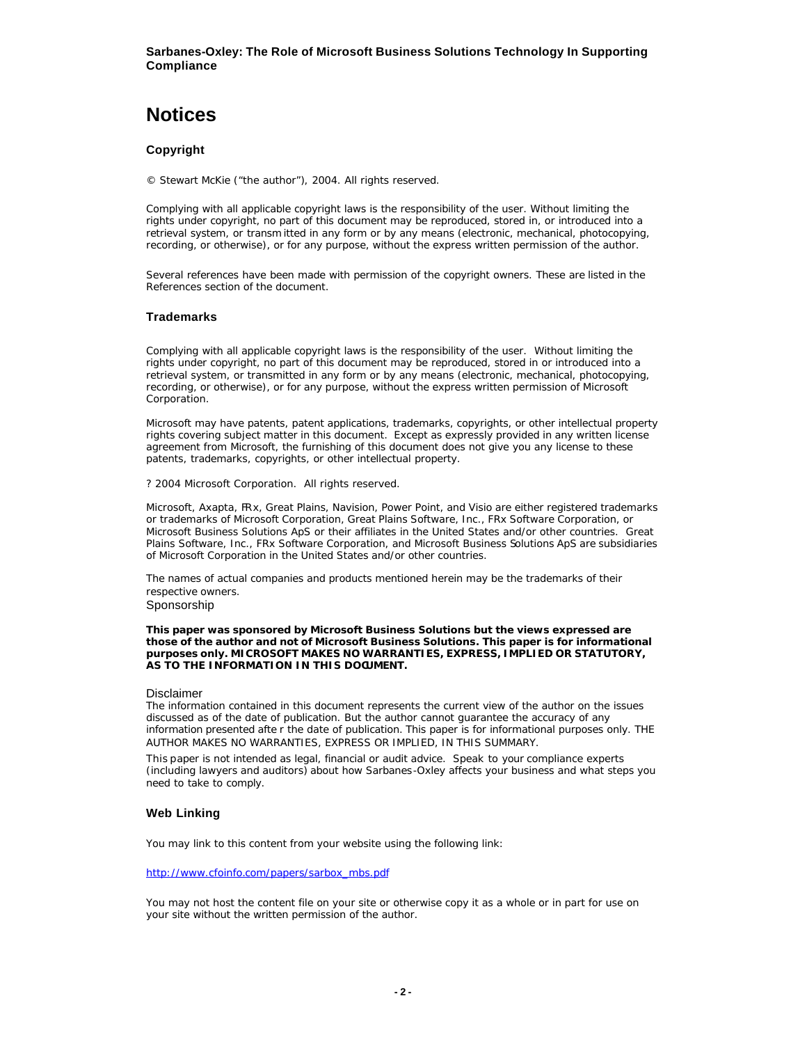# Notices

### Copyright

© Stewart McKie ("the author"), 2004. All rights reserved.

Complying with all applicable copyright laws is the responsibility of the user. Without limiting the rights under copyright, no part of this document may be reproduced, stored in, or introduced into a retrieval system, or transmitted in any form or by any means (electronic, mechanical, photocopying, recording, or otherwise), or for any purpose, without the express written permission of the author.

Several references have been made with permission of the copyright owners. These are listed in the References section of the document.

### Trademarks

Complying with all applicable copyright laws is the responsibility of the user. Without limiting the rights under copyright, no part of this document may be reproduced, stored in or introduced into a retrieval system, or transmitted in any form or by any means (electronic, mechanical, photocopying, recording, or otherwise), or for any purpose, without the express written permission of Microsoft Corporation.

Microsoft may have patents, patent applications, trademarks, copyrights, or other intellectual property rights covering subject matter in this document. Except as expressly provided in any written license agreement from Microsoft, the furnishing of this document does not give you any license to these patents, trademarks, copyrights, or other intellectual property.

? 2004 Microsoft Corporation. All rights reserved.

Microsoft, Axapta, FRx, Great Plains, Navision, Power Point, and Visio are either registered trademarks or trademarks of Microsoft Corporation, Great Plains Software, Inc., FRx Software Corporation, or Microsoft Business Solutions ApS or their affiliates in the United States and/or other countries. Great Plains Software, Inc., FRx Software Corporation, and Microsoft Business Solutions ApS are subsidiaries of Microsoft Corporation in the United States and/or other countries.

The names of actual companies and products mentioned herein may be the trademarks of their respective owners.

### Sponsorship

**This paper was sponsored by Microsoft Business Solutions but the views expressed are those of the author and not of Microsoft Business Solutions. This paper is for informational purposes only. MICROSOFT MAKES NO WARRANTIES, EXPRESS, IMPLIED OR STATUTORY, AS TO THE INFORMATION IN THIS DOCUMENT.**

### Disclaimer

The information contained in this document represents the current view of the author on the issues discussed as of the date of publication. But the author cannot guarantee the accuracy of any information presented after the date of publication. This paper is for informational purposes only. THE AUTHOR MAKES NO WARRANTIES, EXPRESS OR IMPLIED, IN THIS SUMMARY.

This paper is not intended as legal, financial or audit advice. Speak to your compliance experts (including lawyers and auditors) about how Sarbanes-Oxley affects your business and what steps you need to take to comply.

### Web Linking

You may link to this content from your website using the following link:

http://www.cfoinfo.com/papers/sarbox_mbs.pdf

You may not host the content file on your site or otherwise copy it as a whole or in part for use on your site without the written permission of the author.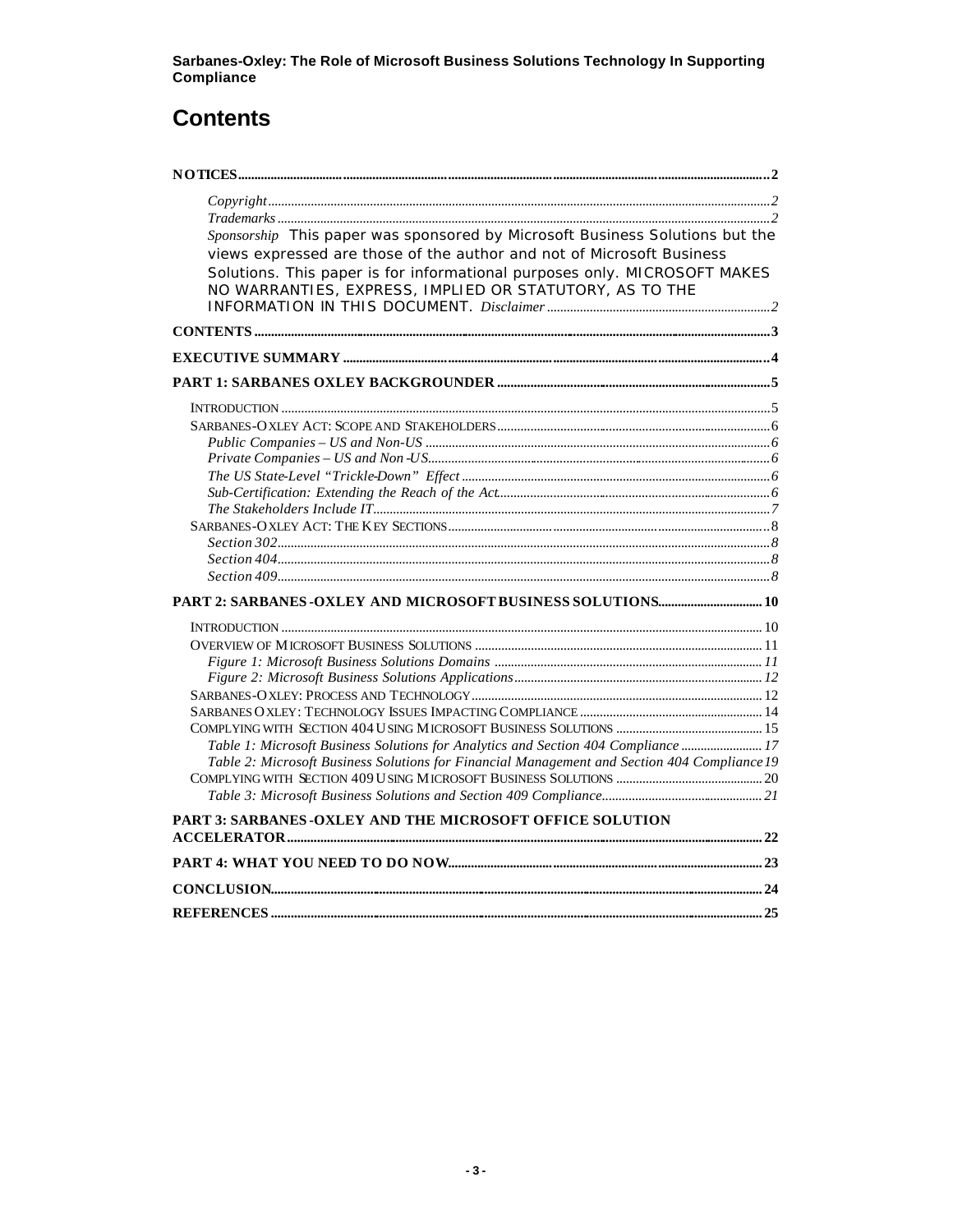# Contents

NOTICES ........ 2

- *Copyright* ........ 2
- *Trademarks* ........ 2
- *Sponsorship* This paper was sponsored by Microsoft Business Solutions but the views expressed are those of the author and not of Microsoft Business Solutions. This paper is for informational purposes only. MICROSOFT MAKES NO WARRANTIES, EXPRESS, IMPLIED OR STATUTORY, AS TO THE INFORMATION IN THIS DOCUMENT. *Disclaimer* ........ 2

CONTENTS ........ 3

EXECUTIVE SUMMARY ........ 4

PART 1: SARBANES OXLEY BACKGROUNDER ........ 5

- INTRODUCTION ........ 5
- SARBANES-OXLEY ACT: SCOPE AND STAKEHOLDERS ........ 6
  - *Public Companies – US and Non-US* ........ 6
  - *Private Companies – US and Non-US* ........ 6
  - *The US State-Level "Trickle-Down" Effect* ........ 6
  - *Sub-Certification: Extending the Reach of the Act* ........ 6
  - *The Stakeholders Include IT* ........ 7
- SARBANES-OXLEY ACT: THE KEY SECTIONS ........ 8
  - *Section 302* ........ 8
  - *Section 404* ........ 8
  - *Section 409* ........ 8

PART 2: SARBANES-OXLEY AND MICROSOFT BUSINESS SOLUTIONS ........ 10

- INTRODUCTION ........ 10
- OVERVIEW OF MICROSOFT BUSINESS SOLUTIONS ........ 11
  - *Figure 1: Microsoft Business Solutions Domains* ........ 11
  - *Figure 2: Microsoft Business Solutions Applications* ........ 12
- SARBANES-OXLEY: PROCESS AND TECHNOLOGY ........ 12
- SARBANES OXLEY: TECHNOLOGY ISSUES IMPACTING COMPLIANCE ........ 14
- COMPLYING WITH SECTION 404 USING MICROSOFT BUSINESS SOLUTIONS ........ 15
  - *Table 1: Microsoft Business Solutions for Analytics and Section 404 Compliance* ........ 17
  - *Table 2: Microsoft Business Solutions for Financial Management and Section 404 Compliance* 19
- COMPLYING WITH SECTION 409 USING MICROSOFT BUSINESS SOLUTIONS ........ 20
  - *Table 3: Microsoft Business Solutions and Section 409 Compliance* ........ 21

PART 3: SARBANES-OXLEY AND THE MICROSOFT OFFICE SOLUTION ACCELERATOR ........ 22

PART 4: WHAT YOU NEED TO DO NOW ........ 23

CONCLUSION ........ 24

REFERENCES ........ 25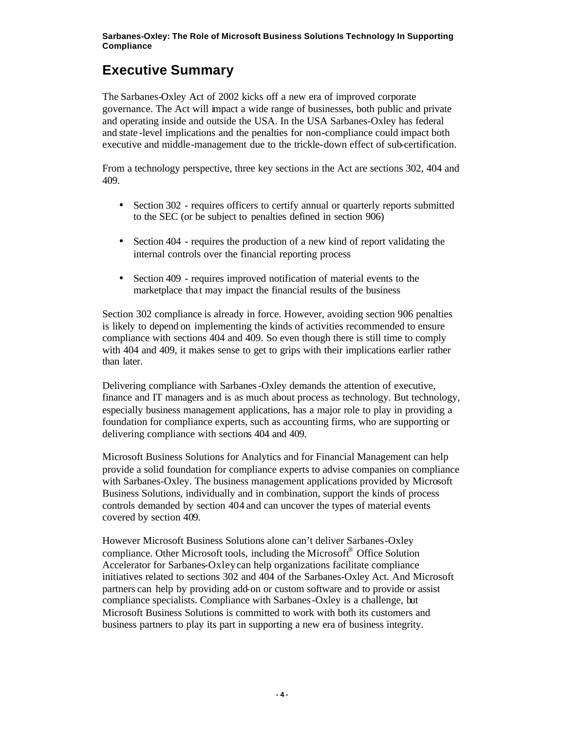# Executive Summary

The Sarbanes-Oxley Act of 2002 kicks off a new era of improved corporate governance. The Act will impact a wide range of businesses, both public and private and operating inside and outside the USA. In the USA Sarbanes-Oxley has federal and state-level implications and the penalties for non-compliance could impact both executive and middle-management due to the trickle-down effect of sub-certification.

From a technology perspective, three key sections in the Act are sections 302, 404 and 409.

- Section 302 - requires officers to certify annual or quarterly reports submitted to the SEC (or be subject to penalties defined in section 906)
- Section 404 - requires the production of a new kind of report validating the internal controls over the financial reporting process
- Section 409 - requires improved notification of material events to the marketplace that may impact the financial results of the business

Section 302 compliance is already in force. However, avoiding section 906 penalties is likely to depend on implementing the kinds of activities recommended to ensure compliance with sections 404 and 409. So even though there is still time to comply with 404 and 409, it makes sense to get to grips with their implications earlier rather than later.

Delivering compliance with Sarbanes-Oxley demands the attention of executive, finance and IT managers and is as much about process as technology. But technology, especially business management applications, has a major role to play in providing a foundation for compliance experts, such as accounting firms, who are supporting or delivering compliance with sections 404 and 409.

Microsoft Business Solutions for Analytics and for Financial Management can help provide a solid foundation for compliance experts to advise companies on compliance with Sarbanes-Oxley. The business management applications provided by Microsoft Business Solutions, individually and in combination, support the kinds of process controls demanded by section 404 and can uncover the types of material events covered by section 409.

However Microsoft Business Solutions alone can't deliver Sarbanes-Oxley compliance. Other Microsoft tools, including the Microsoft® Office Solution Accelerator for Sarbanes-Oxley can help organizations facilitate compliance initiatives related to sections 302 and 404 of the Sarbanes-Oxley Act. And Microsoft partners can help by providing add-on or custom software and to provide or assist compliance specialists. Compliance with Sarbanes-Oxley is a challenge, but Microsoft Business Solutions is committed to work with both its customers and business partners to play its part in supporting a new era of business integrity.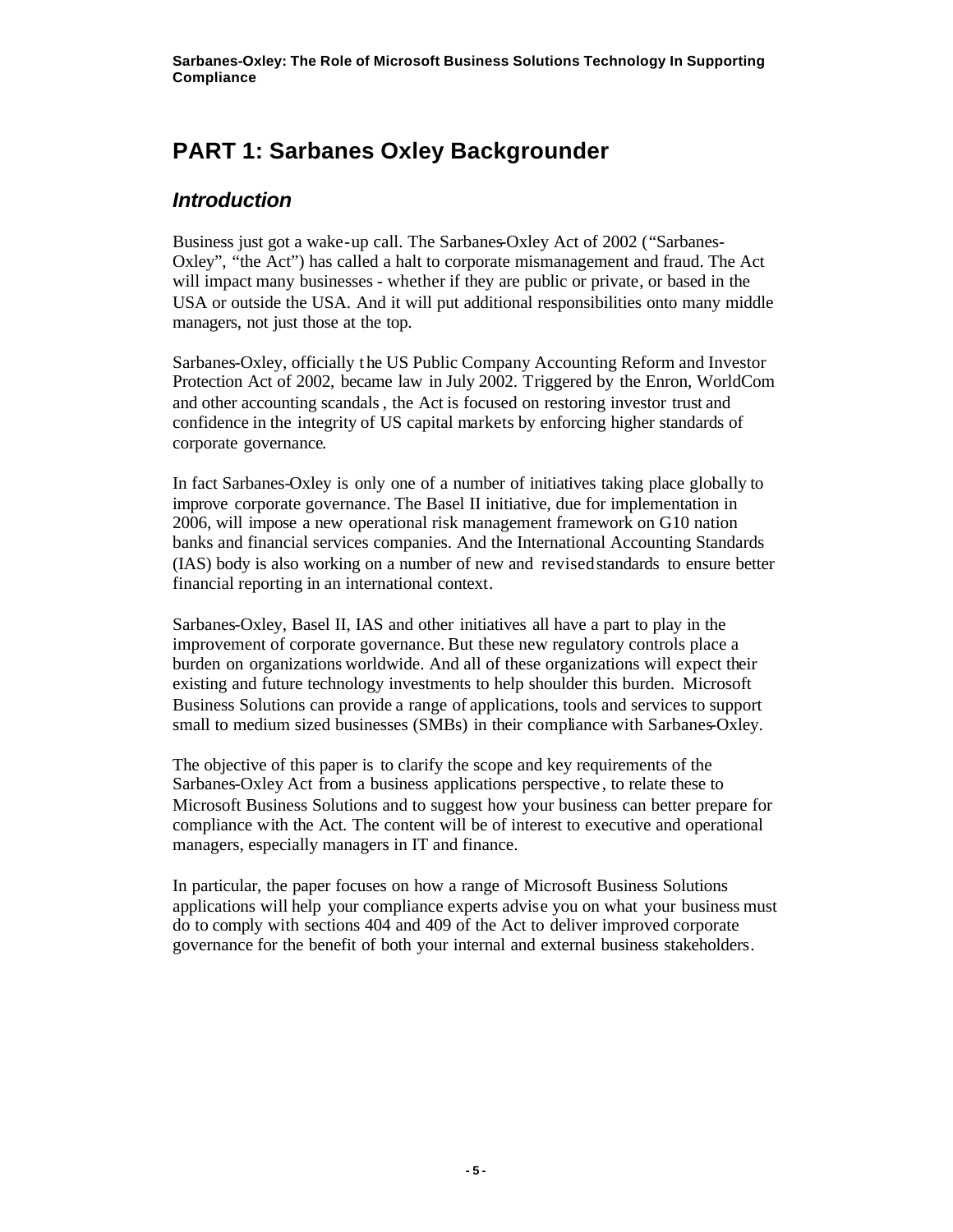# PART 1: Sarbanes Oxley Backgrounder

## *Introduction*

Business just got a wake-up call. The Sarbanes-Oxley Act of 2002 ("Sarbanes-Oxley", "the Act") has called a halt to corporate mismanagement and fraud. The Act will impact many businesses - whether if they are public or private, or based in the USA or outside the USA. And it will put additional responsibilities onto many middle managers, not just those at the top.

Sarbanes-Oxley, officially the US Public Company Accounting Reform and Investor Protection Act of 2002, became law in July 2002. Triggered by the Enron, WorldCom and other accounting scandals, the Act is focused on restoring investor trust and confidence in the integrity of US capital markets by enforcing higher standards of corporate governance.

In fact Sarbanes-Oxley is only one of a number of initiatives taking place globally to improve corporate governance. The Basel II initiative, due for implementation in 2006, will impose a new operational risk management framework on G10 nation banks and financial services companies. And the International Accounting Standards (IAS) body is also working on a number of new and revised standards to ensure better financial reporting in an international context.

Sarbanes-Oxley, Basel II, IAS and other initiatives all have a part to play in the improvement of corporate governance. But these new regulatory controls place a burden on organizations worldwide. And all of these organizations will expect their existing and future technology investments to help shoulder this burden. Microsoft Business Solutions can provide a range of applications, tools and services to support small to medium sized businesses (SMBs) in their compliance with Sarbanes-Oxley.

The objective of this paper is to clarify the scope and key requirements of the Sarbanes-Oxley Act from a business applications perspective, to relate these to Microsoft Business Solutions and to suggest how your business can better prepare for compliance with the Act. The content will be of interest to executive and operational managers, especially managers in IT and finance.

In particular, the paper focuses on how a range of Microsoft Business Solutions applications will help your compliance experts advise you on what your business must do to comply with sections 404 and 409 of the Act to deliver improved corporate governance for the benefit of both your internal and external business stakeholders.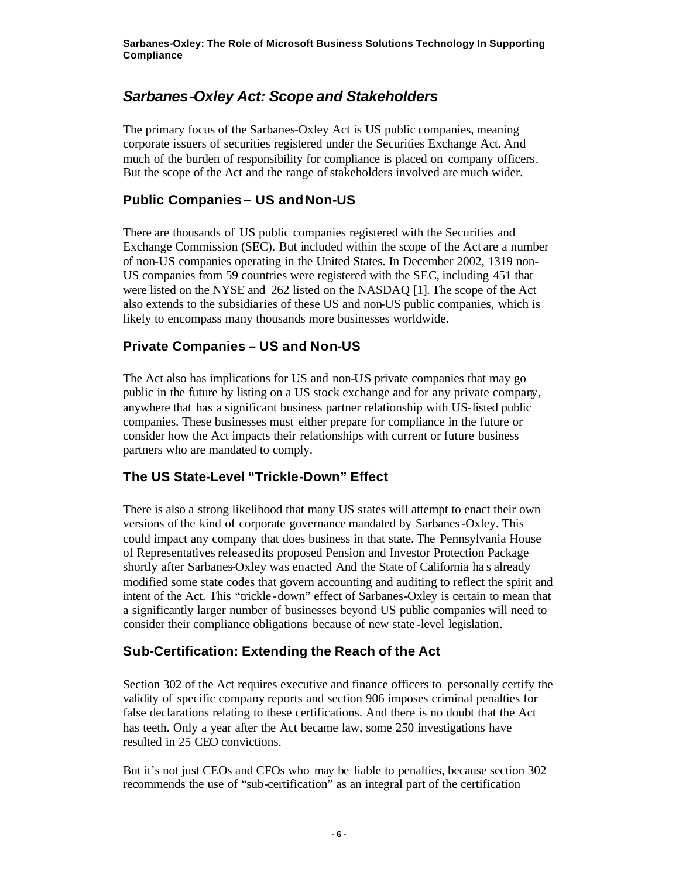## *Sarbanes-Oxley Act: Scope and Stakeholders*

The primary focus of the Sarbanes-Oxley Act is US public companies, meaning corporate issuers of securities registered under the Securities Exchange Act. And much of the burden of responsibility for compliance is placed on company officers. But the scope of the Act and the range of stakeholders involved are much wider.

### Public Companies – US and Non-US

There are thousands of US public companies registered with the Securities and Exchange Commission (SEC). But included within the scope of the Act are a number of non-US companies operating in the United States. In December 2002, 1319 non-US companies from 59 countries were registered with the SEC, including 451 that were listed on the NYSE and 262 listed on the NASDAQ [1]. The scope of the Act also extends to the subsidiaries of these US and non-US public companies, which is likely to encompass many thousands more businesses worldwide.

### Private Companies – US and Non-US

The Act also has implications for US and non-US private companies that may go public in the future by listing on a US stock exchange and for any private company, anywhere that has a significant business partner relationship with US-listed public companies. These businesses must either prepare for compliance in the future or consider how the Act impacts their relationships with current or future business partners who are mandated to comply.

### The US State-Level "Trickle-Down" Effect

There is also a strong likelihood that many US states will attempt to enact their own versions of the kind of corporate governance mandated by Sarbanes-Oxley. This could impact any company that does business in that state. The Pennsylvania House of Representatives released its proposed Pension and Investor Protection Package shortly after Sarbanes-Oxley was enacted And the State of California has already modified some state codes that govern accounting and auditing to reflect the spirit and intent of the Act. This "trickle-down" effect of Sarbanes-Oxley is certain to mean that a significantly larger number of businesses beyond US public companies will need to consider their compliance obligations because of new state-level legislation.

### Sub-Certification: Extending the Reach of the Act

Section 302 of the Act requires executive and finance officers to personally certify the validity of specific company reports and section 906 imposes criminal penalties for false declarations relating to these certifications. And there is no doubt that the Act has teeth. Only a year after the Act became law, some 250 investigations have resulted in 25 CEO convictions.

But it's not just CEOs and CFOs who may be liable to penalties, because section 302 recommends the use of "sub-certification" as an integral part of the certification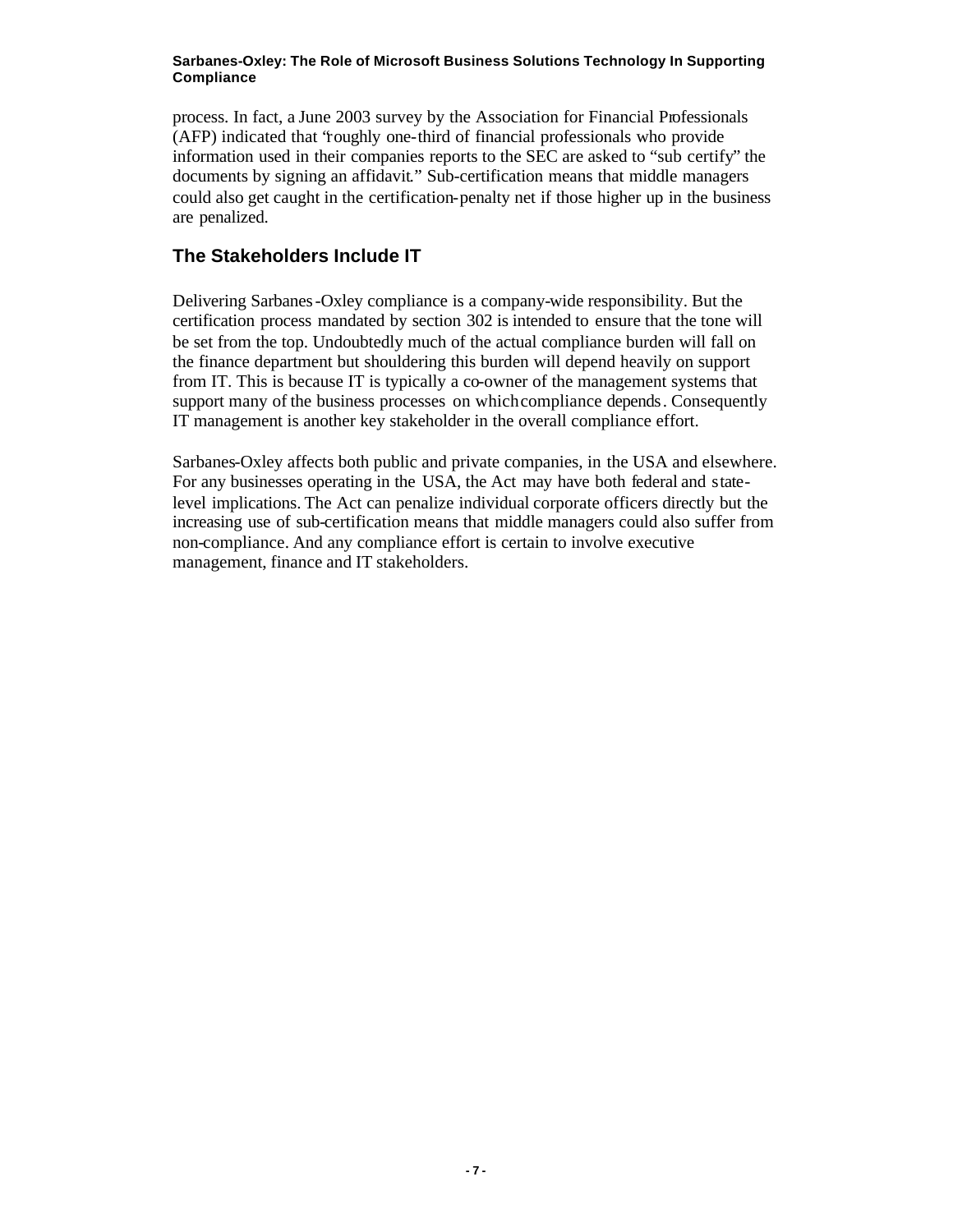process. In fact, a June 2003 survey by the Association for Financial Professionals (AFP) indicated that "roughly one-third of financial professionals who provide information used in their companies reports to the SEC are asked to "sub certify" the documents by signing an affidavit." Sub-certification means that middle managers could also get caught in the certification-penalty net if those higher up in the business are penalized.

## The Stakeholders Include IT

Delivering Sarbanes-Oxley compliance is a company-wide responsibility. But the certification process mandated by section 302 is intended to ensure that the tone will be set from the top. Undoubtedly much of the actual compliance burden will fall on the finance department but shouldering this burden will depend heavily on support from IT. This is because IT is typically a co-owner of the management systems that support many of the business processes on which compliance depends. Consequently IT management is another key stakeholder in the overall compliance effort.

Sarbanes-Oxley affects both public and private companies, in the USA and elsewhere. For any businesses operating in the USA, the Act may have both federal and state-level implications. The Act can penalize individual corporate officers directly but the increasing use of sub-certification means that middle managers could also suffer from non-compliance. And any compliance effort is certain to involve executive management, finance and IT stakeholders.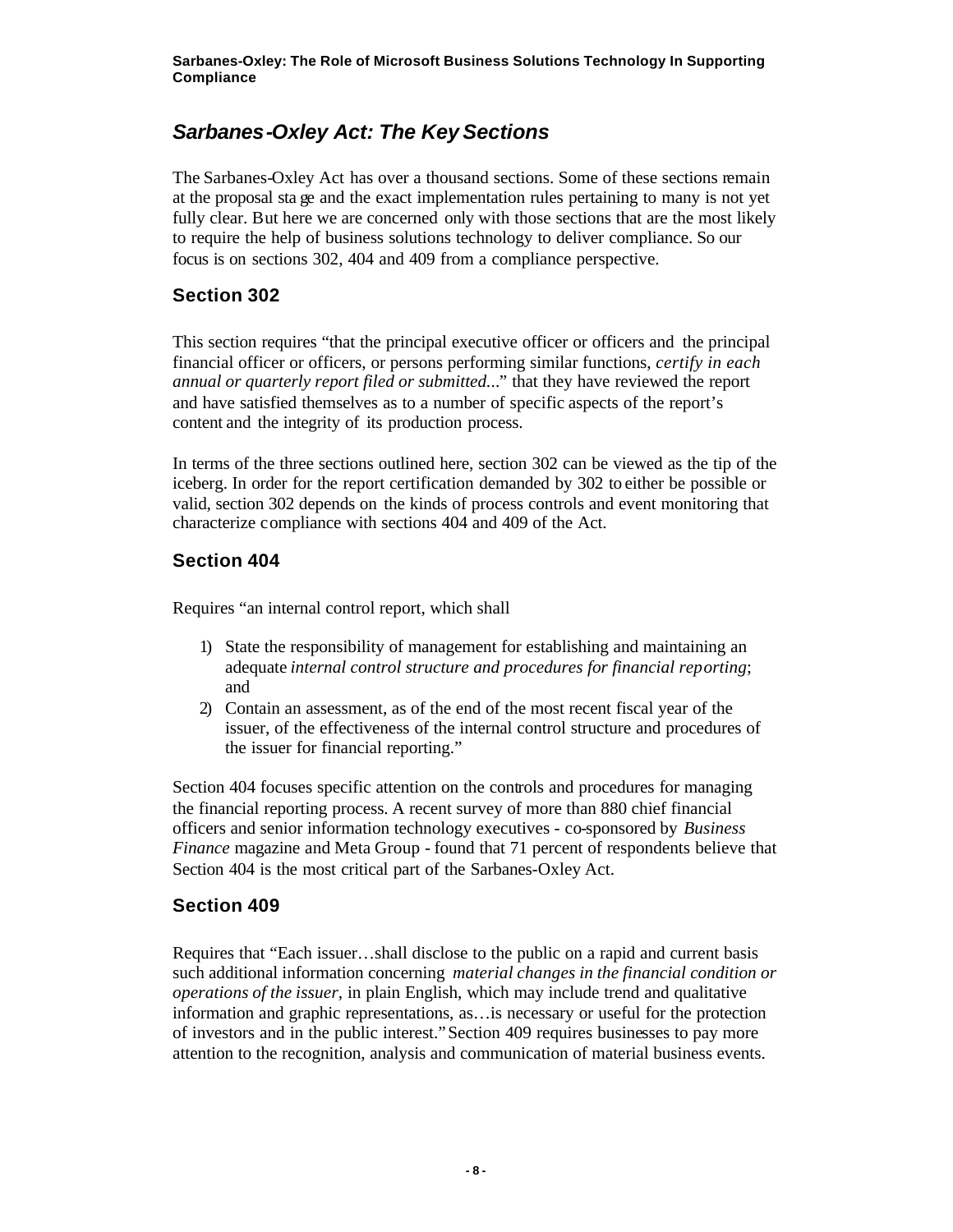## *Sarbanes-Oxley Act: The Key Sections*

The Sarbanes-Oxley Act has over a thousand sections. Some of these sections remain at the proposal stage and the exact implementation rules pertaining to many is not yet fully clear. But here we are concerned only with those sections that are the most likely to require the help of business solutions technology to deliver compliance. So our focus is on sections 302, 404 and 409 from a compliance perspective.

### Section 302

This section requires "that the principal executive officer or officers and the principal financial officer or officers, or persons performing similar functions, *certify in each annual or quarterly report filed or submitted...*" that they have reviewed the report and have satisfied themselves as to a number of specific aspects of the report's content and the integrity of its production process.

In terms of the three sections outlined here, section 302 can be viewed as the tip of the iceberg. In order for the report certification demanded by 302 to either be possible or valid, section 302 depends on the kinds of process controls and event monitoring that characterize compliance with sections 404 and 409 of the Act.

### Section 404

Requires "an internal control report, which shall

1) State the responsibility of management for establishing and maintaining an adequate *internal control structure and procedures for financial reporting*; and
2) Contain an assessment, as of the end of the most recent fiscal year of the issuer, of the effectiveness of the internal control structure and procedures of the issuer for financial reporting."

Section 404 focuses specific attention on the controls and procedures for managing the financial reporting process. A recent survey of more than 880 chief financial officers and senior information technology executives - co-sponsored by *Business Finance* magazine and Meta Group - found that 71 percent of respondents believe that Section 404 is the most critical part of the Sarbanes-Oxley Act.

### Section 409

Requires that "Each issuer…shall disclose to the public on a rapid and current basis such additional information concerning *material changes in the financial condition or operations of the issuer*, in plain English, which may include trend and qualitative information and graphic representations, as…is necessary or useful for the protection of investors and in the public interest." Section 409 requires businesses to pay more attention to the recognition, analysis and communication of material business events.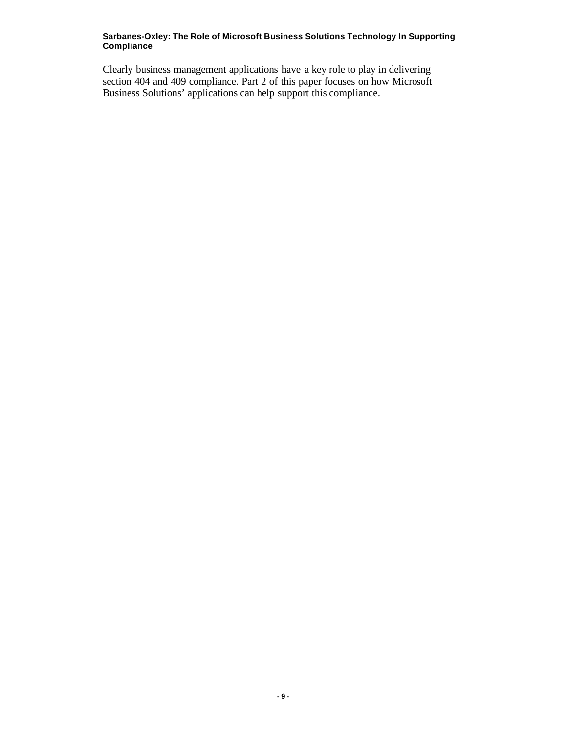Clearly business management applications have a key role to play in delivering section 404 and 409 compliance. Part 2 of this paper focuses on how Microsoft Business Solutions' applications can help support this compliance.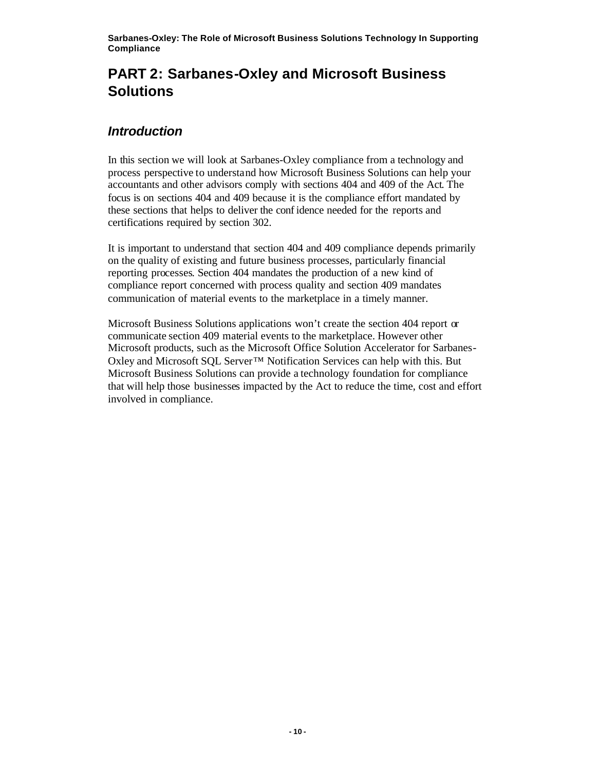# PART 2: Sarbanes-Oxley and Microsoft Business Solutions

## *Introduction*

In this section we will look at Sarbanes-Oxley compliance from a technology and process perspective to understand how Microsoft Business Solutions can help your accountants and other advisors comply with sections 404 and 409 of the Act. The focus is on sections 404 and 409 because it is the compliance effort mandated by these sections that helps to deliver the confidence needed for the reports and certifications required by section 302.

It is important to understand that section 404 and 409 compliance depends primarily on the quality of existing and future business processes, particularly financial reporting processes. Section 404 mandates the production of a new kind of compliance report concerned with process quality and section 409 mandates communication of material events to the marketplace in a timely manner.

Microsoft Business Solutions applications won't create the section 404 report or communicate section 409 material events to the marketplace. However other Microsoft products, such as the Microsoft Office Solution Accelerator for Sarbanes-Oxley and Microsoft SQL Server™ Notification Services can help with this. But Microsoft Business Solutions can provide a technology foundation for compliance that will help those businesses impacted by the Act to reduce the time, cost and effort involved in compliance.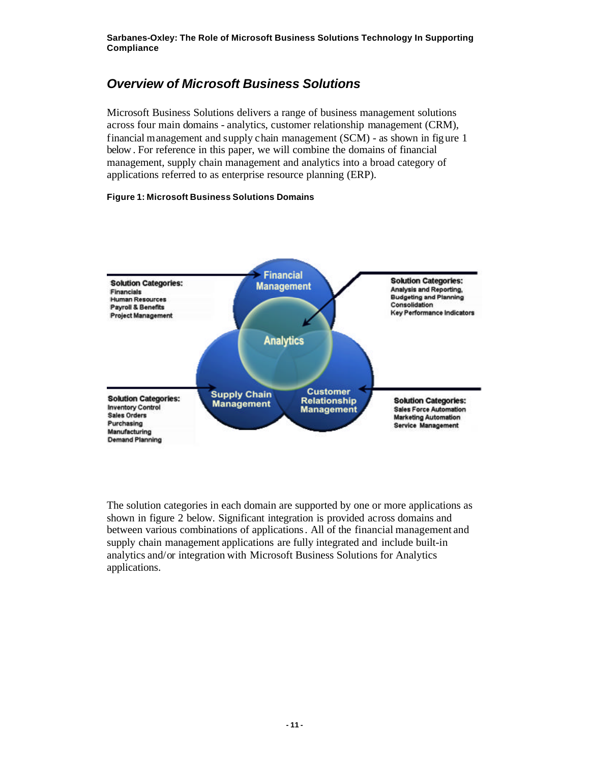## Overview of Microsoft Business Solutions

Microsoft Business Solutions delivers a range of business management solutions across four main domains - analytics, customer relationship management (CRM), financial management and supply chain management (SCM) - as shown in figure 1 below. For reference in this paper, we will combine the domains of financial management, supply chain management and analytics into a broad category of applications referred to as enterprise resource planning (ERP).

**Figure 1: Microsoft Business Solutions Domains**

**Financial Management**
Solution Categories:
- Financials
- Human Resources
- Payroll & Benefits
- Project Management

**Analytics**
Solution Categories:
- Analysis and Reporting,
- Budgeting and Planning
- Consolidation
- Key Performance Indicators

**Supply Chain Management**
Solution Categories:
- Inventory Control
- Sales Orders
- Purchasing
- Manufacturing
- Demand Planning

**Customer Relationship Management**
Solution Categories:
- Sales Force Automation
- Marketing Automation
- Service Management

The solution categories in each domain are supported by one or more applications as shown in figure 2 below. Significant integration is provided across domains and between various combinations of applications. All of the financial management and supply chain management applications are fully integrated and include built-in analytics and/or integration with Microsoft Business Solutions for Analytics applications.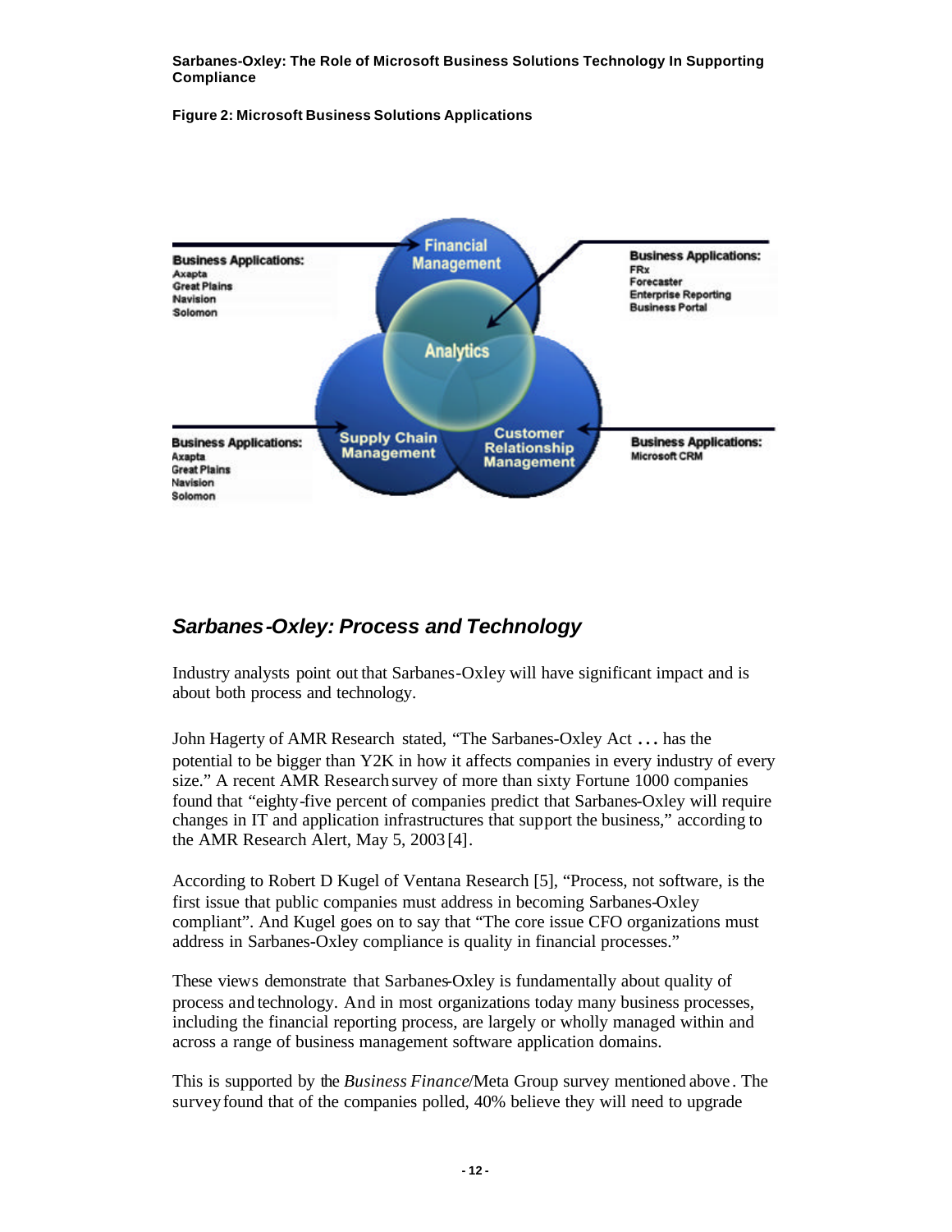**Figure 2: Microsoft Business Solutions Applications**

## *Sarbanes-Oxley: Process and Technology*

Industry analysts point out that Sarbanes-Oxley will have significant impact and is about both process and technology.

John Hagerty of AMR Research stated, "The Sarbanes-Oxley Act … has the potential to be bigger than Y2K in how it affects companies in every industry of every size." A recent AMR Research survey of more than sixty Fortune 1000 companies found that "eighty-five percent of companies predict that Sarbanes-Oxley will require changes in IT and application infrastructures that support the business," according to the AMR Research Alert, May 5, 2003 [4].

According to Robert D Kugel of Ventana Research [5], "Process, not software, is the first issue that public companies must address in becoming Sarbanes-Oxley compliant". And Kugel goes on to say that "The core issue CFO organizations must address in Sarbanes-Oxley compliance is quality in financial processes."

These views demonstrate that Sarbanes-Oxley is fundamentally about quality of process and technology. And in most organizations today many business processes, including the financial reporting process, are largely or wholly managed within and across a range of business management software application domains.

This is supported by the *Business Finance*/Meta Group survey mentioned above. The survey found that of the companies polled, 40% believe they will need to upgrade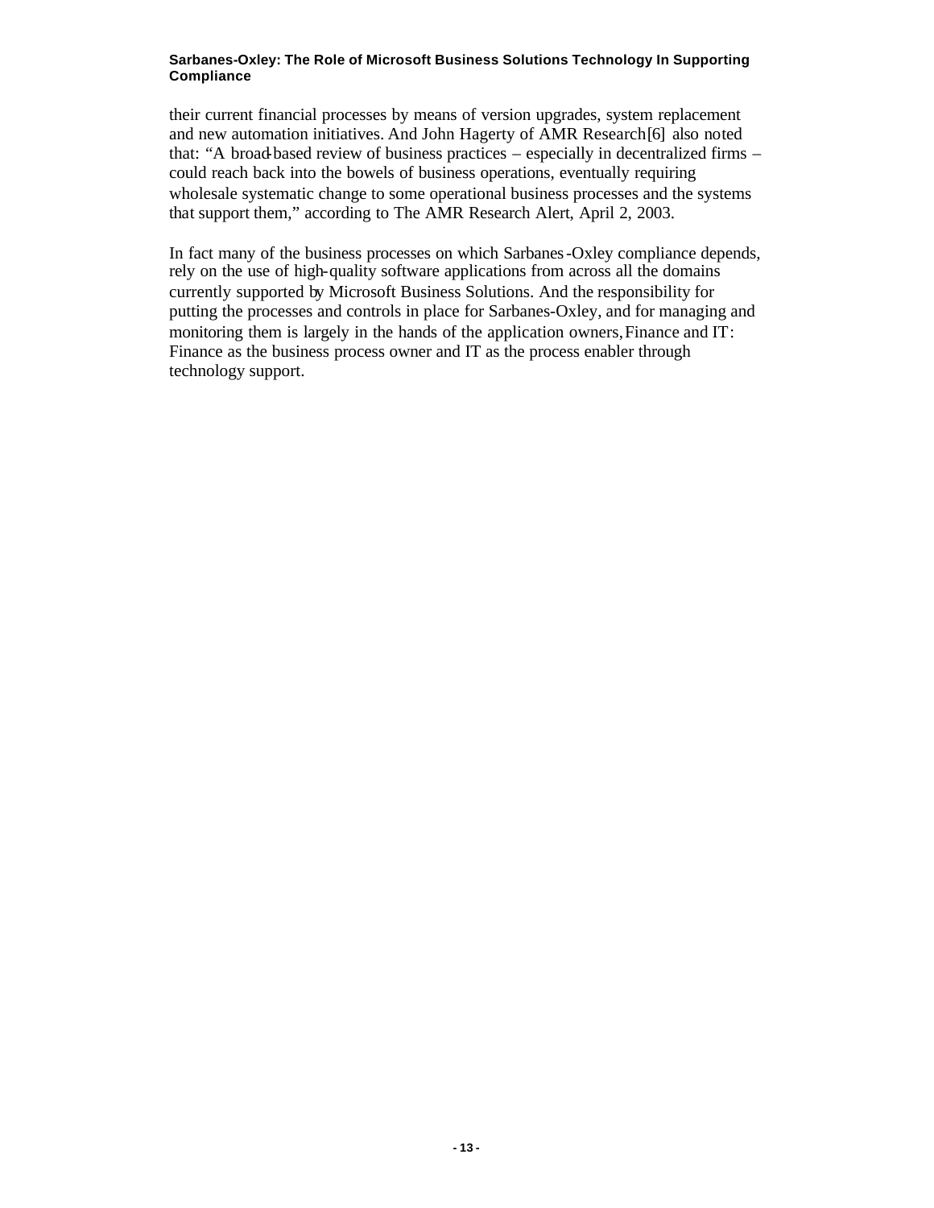their current financial processes by means of version upgrades, system replacement and new automation initiatives. And John Hagerty of AMR Research[6] also noted that: "A broad-based review of business practices – especially in decentralized firms – could reach back into the bowels of business operations, eventually requiring wholesale systematic change to some operational business processes and the systems that support them," according to The AMR Research Alert, April 2, 2003.

In fact many of the business processes on which Sarbanes-Oxley compliance depends, rely on the use of high-quality software applications from across all the domains currently supported by Microsoft Business Solutions. And the responsibility for putting the processes and controls in place for Sarbanes-Oxley, and for managing and monitoring them is largely in the hands of the application owners, Finance and IT: Finance as the business process owner and IT as the process enabler through technology support.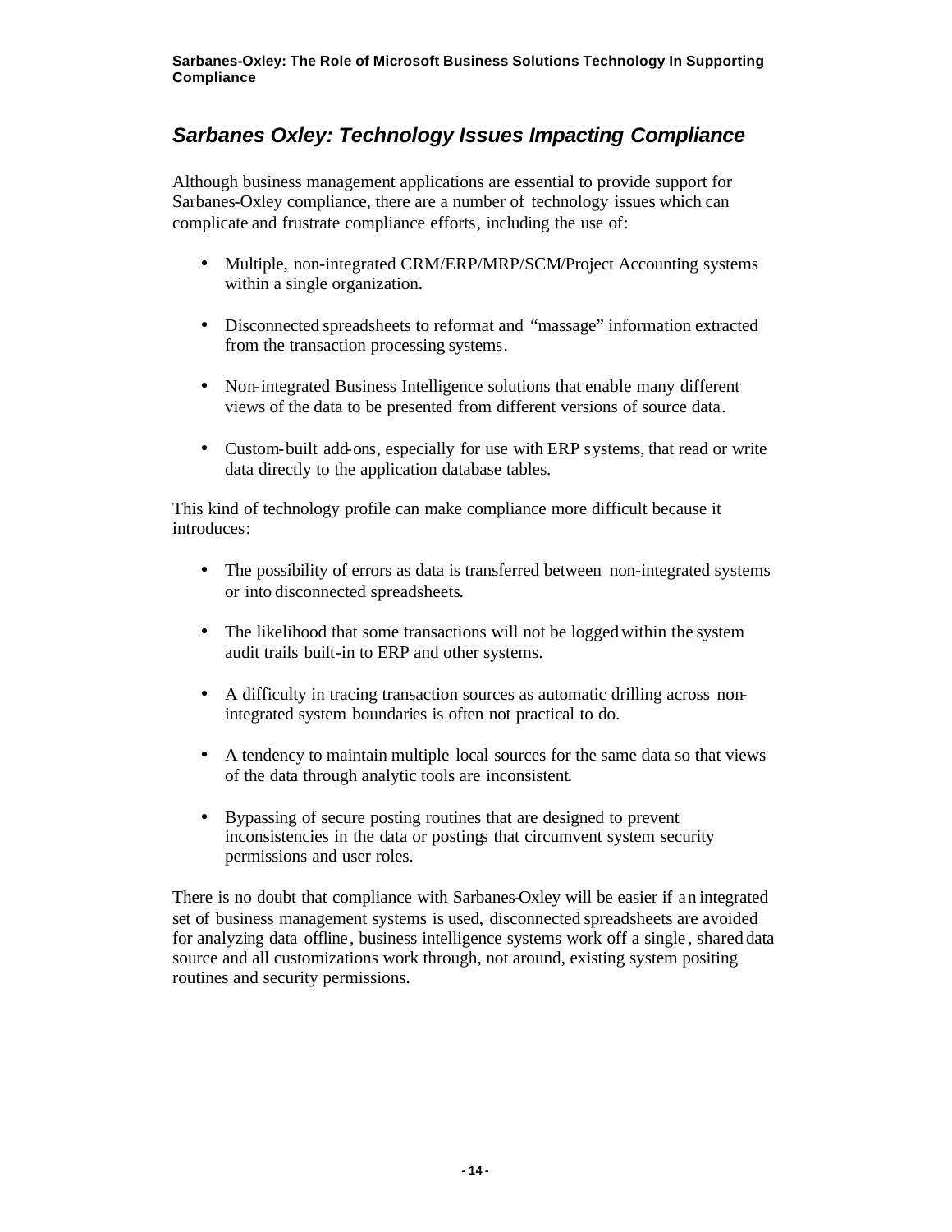## *Sarbanes Oxley: Technology Issues Impacting Compliance*

Although business management applications are essential to provide support for Sarbanes-Oxley compliance, there are a number of technology issues which can complicate and frustrate compliance efforts, including the use of:

- Multiple, non-integrated CRM/ERP/MRP/SCM/Project Accounting systems within a single organization.
- Disconnected spreadsheets to reformat and "massage" information extracted from the transaction processing systems.
- Non-integrated Business Intelligence solutions that enable many different views of the data to be presented from different versions of source data.
- Custom-built add-ons, especially for use with ERP systems, that read or write data directly to the application database tables.

This kind of technology profile can make compliance more difficult because it introduces:

- The possibility of errors as data is transferred between non-integrated systems or into disconnected spreadsheets.
- The likelihood that some transactions will not be logged within the system audit trails built-in to ERP and other systems.
- A difficulty in tracing transaction sources as automatic drilling across non-integrated system boundaries is often not practical to do.
- A tendency to maintain multiple local sources for the same data so that views of the data through analytic tools are inconsistent.
- Bypassing of secure posting routines that are designed to prevent inconsistencies in the data or postings that circumvent system security permissions and user roles.

There is no doubt that compliance with Sarbanes-Oxley will be easier if an integrated set of business management systems is used, disconnected spreadsheets are avoided for analyzing data offline, business intelligence systems work off a single, shared data source and all customizations work through, not around, existing system positing routines and security permissions.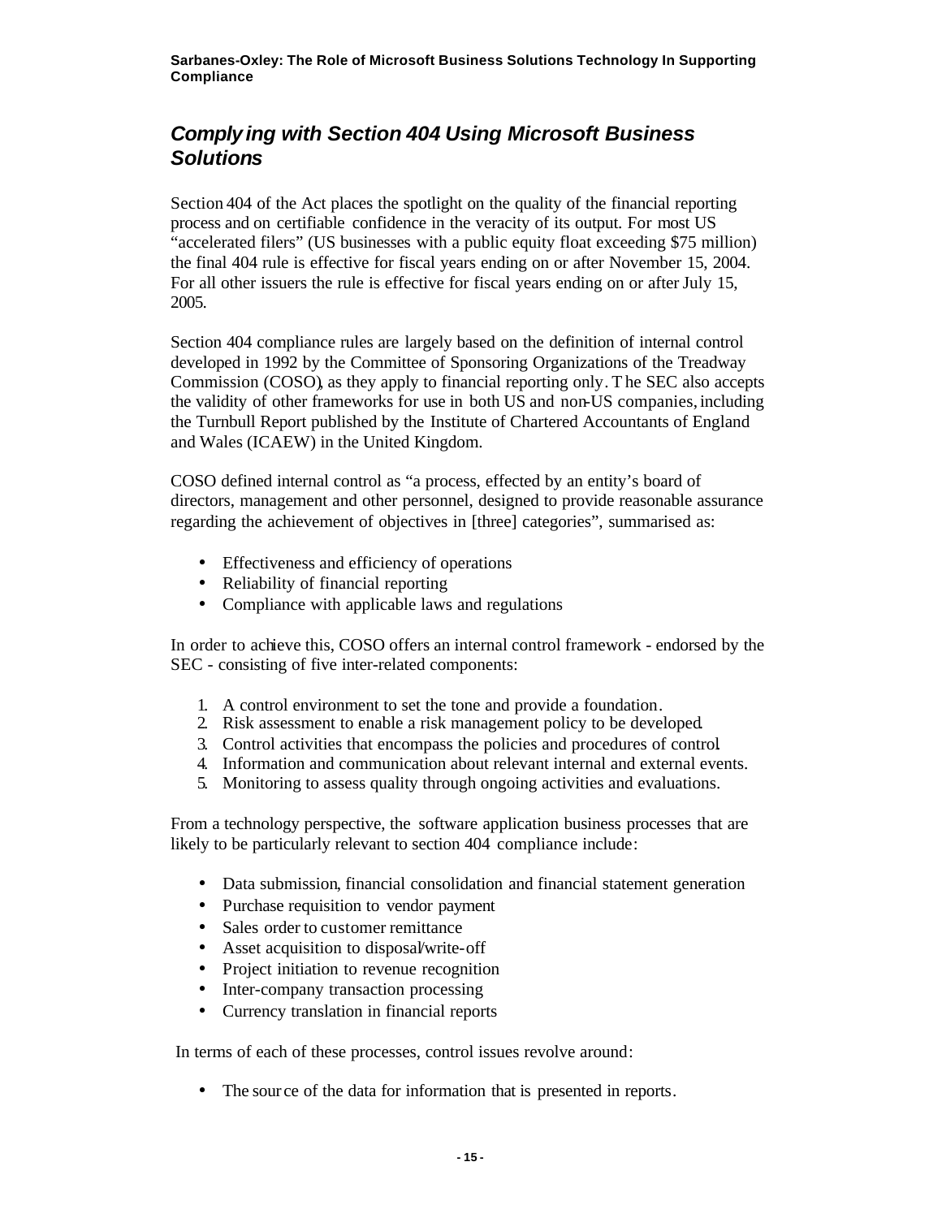## *Complying with Section 404 Using Microsoft Business Solutions*

Section 404 of the Act places the spotlight on the quality of the financial reporting process and on certifiable confidence in the veracity of its output. For most US "accelerated filers" (US businesses with a public equity float exceeding $75 million) the final 404 rule is effective for fiscal years ending on or after November 15, 2004. For all other issuers the rule is effective for fiscal years ending on or after July 15, 2005.

Section 404 compliance rules are largely based on the definition of internal control developed in 1992 by the Committee of Sponsoring Organizations of the Treadway Commission (COSO), as they apply to financial reporting only. The SEC also accepts the validity of other frameworks for use in both US and non-US companies, including the Turnbull Report published by the Institute of Chartered Accountants of England and Wales (ICAEW) in the United Kingdom.

COSO defined internal control as "a process, effected by an entity's board of directors, management and other personnel, designed to provide reasonable assurance regarding the achievement of objectives in [three] categories", summarised as:

- Effectiveness and efficiency of operations
- Reliability of financial reporting
- Compliance with applicable laws and regulations

In order to achieve this, COSO offers an internal control framework - endorsed by the SEC - consisting of five inter-related components:

1. A control environment to set the tone and provide a foundation.
2. Risk assessment to enable a risk management policy to be developed.
3. Control activities that encompass the policies and procedures of control.
4. Information and communication about relevant internal and external events.
5. Monitoring to assess quality through ongoing activities and evaluations.

From a technology perspective, the software application business processes that are likely to be particularly relevant to section 404 compliance include:

- Data submission, financial consolidation and financial statement generation
- Purchase requisition to vendor payment
- Sales order to customer remittance
- Asset acquisition to disposal/write-off
- Project initiation to revenue recognition
- Inter-company transaction processing
- Currency translation in financial reports

In terms of each of these processes, control issues revolve around:

- The source of the data for information that is presented in reports.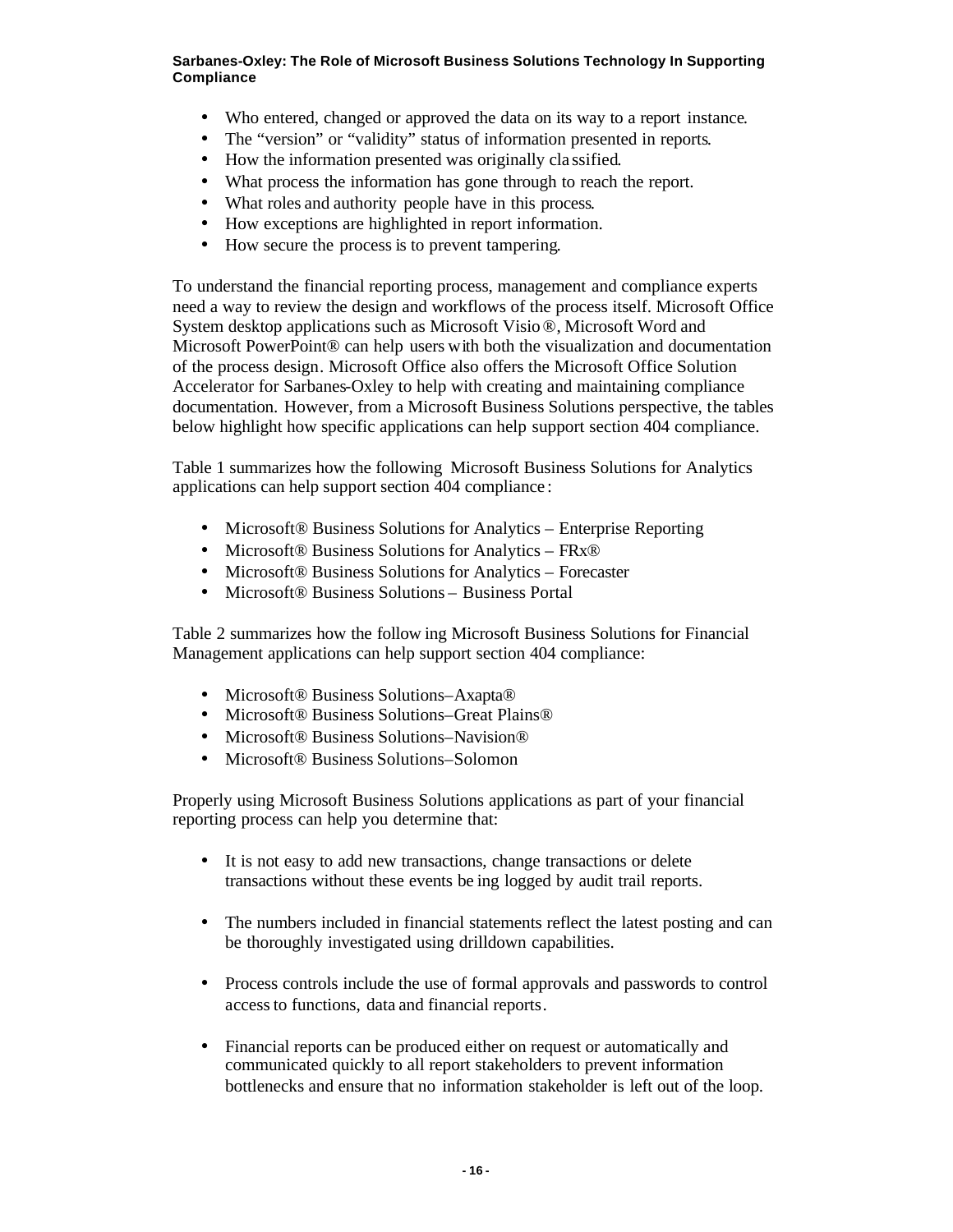- Who entered, changed or approved the data on its way to a report instance.
- The "version" or "validity" status of information presented in reports.
- How the information presented was originally classified.
- What process the information has gone through to reach the report.
- What roles and authority people have in this process.
- How exceptions are highlighted in report information.
- How secure the process is to prevent tampering.

To understand the financial reporting process, management and compliance experts need a way to review the design and workflows of the process itself. Microsoft Office System desktop applications such as Microsoft Visio®, Microsoft Word and Microsoft PowerPoint® can help users with both the visualization and documentation of the process design. Microsoft Office also offers the Microsoft Office Solution Accelerator for Sarbanes-Oxley to help with creating and maintaining compliance documentation. However, from a Microsoft Business Solutions perspective, the tables below highlight how specific applications can help support section 404 compliance.

Table 1 summarizes how the following Microsoft Business Solutions for Analytics applications can help support section 404 compliance:

- Microsoft® Business Solutions for Analytics – Enterprise Reporting
- Microsoft® Business Solutions for Analytics – FRx®
- Microsoft® Business Solutions for Analytics – Forecaster
- Microsoft® Business Solutions – Business Portal

Table 2 summarizes how the following Microsoft Business Solutions for Financial Management applications can help support section 404 compliance:

- Microsoft® Business Solutions–Axapta®
- Microsoft® Business Solutions–Great Plains®
- Microsoft® Business Solutions–Navision®
- Microsoft® Business Solutions–Solomon

Properly using Microsoft Business Solutions applications as part of your financial reporting process can help you determine that:

- It is not easy to add new transactions, change transactions or delete transactions without these events being logged by audit trail reports.

- The numbers included in financial statements reflect the latest posting and can be thoroughly investigated using drilldown capabilities.

- Process controls include the use of formal approvals and passwords to control access to functions, data and financial reports.

- Financial reports can be produced either on request or automatically and communicated quickly to all report stakeholders to prevent information bottlenecks and ensure that no information stakeholder is left out of the loop.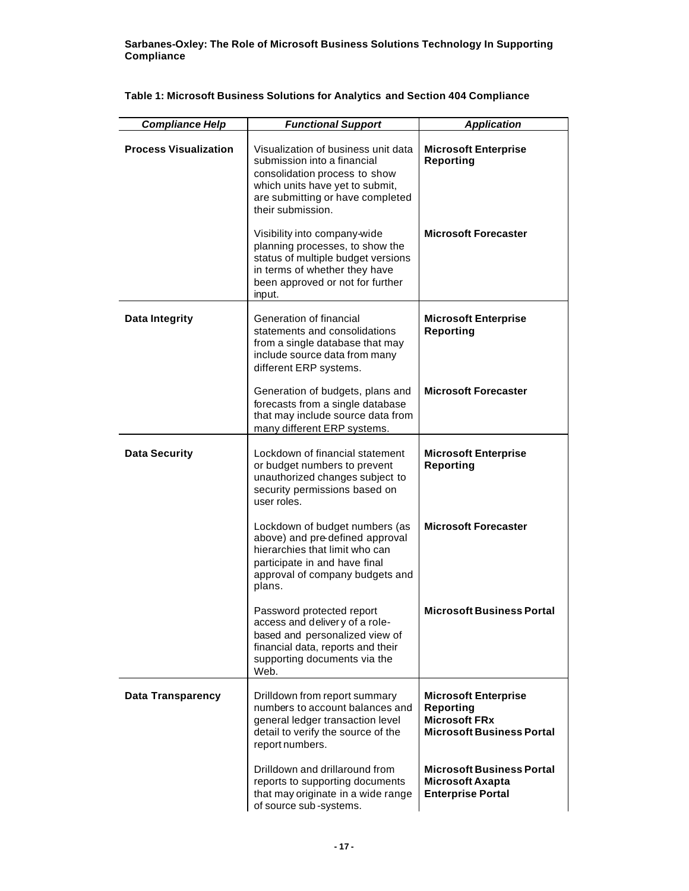**Table 1: Microsoft Business Solutions for Analytics and Section 404 Compliance**

| *Compliance Help* | *Functional Support* | *Application* |
|---|---|---|
| **Process Visualization** | Visualization of business unit data submission into a financial consolidation process to show which units have yet to submit, are submitting or have completed their submission. | **Microsoft Enterprise Reporting** |
| | Visibility into company-wide planning processes, to show the status of multiple budget versions in terms of whether they have been approved or not for further input. | **Microsoft Forecaster** |
| **Data Integrity** | Generation of financial statements and consolidations from a single database that may include source data from many different ERP systems. | **Microsoft Enterprise Reporting** |
| | Generation of budgets, plans and forecasts from a single database that may include source data from many different ERP systems. | **Microsoft Forecaster** |
| **Data Security** | Lockdown of financial statement or budget numbers to prevent unauthorized changes subject to security permissions based on user roles. | **Microsoft Enterprise Reporting** |
| | Lockdown of budget numbers (as above) and pre-defined approval hierarchies that limit who can participate in and have final approval of company budgets and plans. | **Microsoft Forecaster** |
| | Password protected report access and delivery of a role-based and personalized view of financial data, reports and their supporting documents via the Web. | **Microsoft Business Portal** |
| **Data Transparency** | Drilldown from report summary numbers to account balances and general ledger transaction level detail to verify the source of the report numbers. | **Microsoft Enterprise Reporting**<br>**Microsoft FRx**<br>**Microsoft Business Portal** |
| | Drilldown and drillaround from reports to supporting documents that may originate in a wide range of source sub-systems. | **Microsoft Business Portal**<br>**Microsoft Axapta Enterprise Portal** |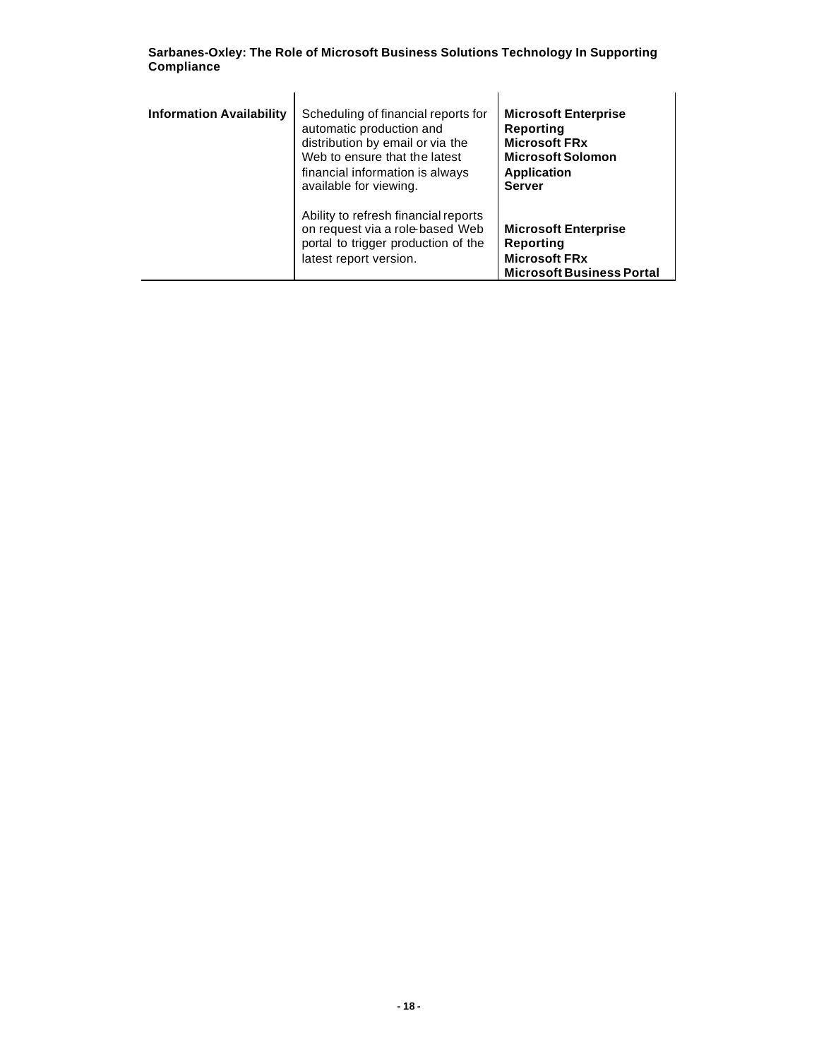| | | |
|---|---|---|
| **Information Availability** | Scheduling of financial reports for automatic production and distribution by email or via the Web to ensure that the latest financial information is always available for viewing. | **Microsoft Enterprise Reporting**<br>**Microsoft FRx**<br>**Microsoft Solomon Application Server** |
| | Ability to refresh financial reports on request via a role-based Web portal to trigger production of the latest report version. | **Microsoft Enterprise Reporting**<br>**Microsoft FRx**<br>**Microsoft Business Portal** |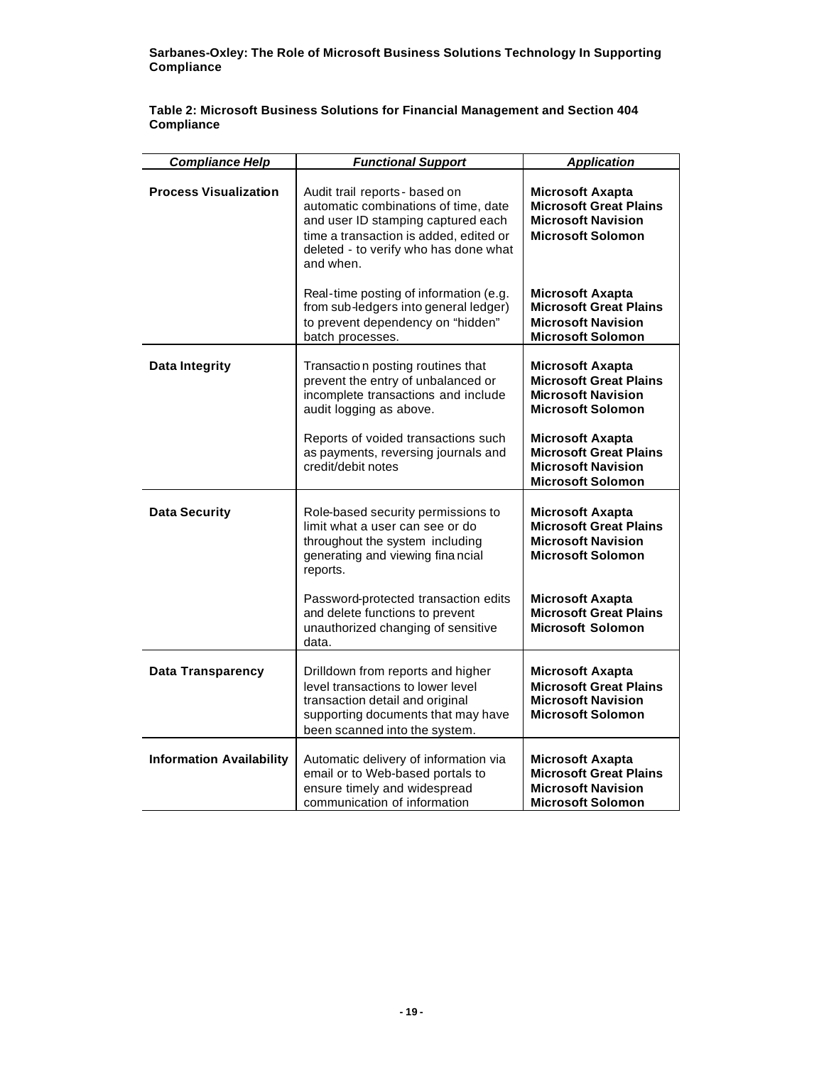**Table 2: Microsoft Business Solutions for Financial Management and Section 404 Compliance**

| *Compliance Help* | *Functional Support* | *Application* |
|---|---|---|
| **Process Visualization** | Audit trail reports - based on automatic combinations of time, date and user ID stamping captured each time a transaction is added, edited or deleted - to verify who has done what and when. | **Microsoft Axapta**<br>**Microsoft Great Plains**<br>**Microsoft Navision**<br>**Microsoft Solomon** |
| | Real-time posting of information (e.g. from sub-ledgers into general ledger) to prevent dependency on "hidden" batch processes. | **Microsoft Axapta**<br>**Microsoft Great Plains**<br>**Microsoft Navision**<br>**Microsoft Solomon** |
| **Data Integrity** | Transaction posting routines that prevent the entry of unbalanced or incomplete transactions and include audit logging as above. | **Microsoft Axapta**<br>**Microsoft Great Plains**<br>**Microsoft Navision**<br>**Microsoft Solomon** |
| | Reports of voided transactions such as payments, reversing journals and credit/debit notes | **Microsoft Axapta**<br>**Microsoft Great Plains**<br>**Microsoft Navision**<br>**Microsoft Solomon** |
| **Data Security** | Role-based security permissions to limit what a user can see or do throughout the system including generating and viewing financial reports. | **Microsoft Axapta**<br>**Microsoft Great Plains**<br>**Microsoft Navision**<br>**Microsoft Solomon** |
| | Password-protected transaction edits and delete functions to prevent unauthorized changing of sensitive data. | **Microsoft Axapta**<br>**Microsoft Great Plains**<br>**Microsoft Solomon** |
| **Data Transparency** | Drilldown from reports and higher level transactions to lower level transaction detail and original supporting documents that may have been scanned into the system. | **Microsoft Axapta**<br>**Microsoft Great Plains**<br>**Microsoft Navision**<br>**Microsoft Solomon** |
| **Information Availability** | Automatic delivery of information via email or to Web-based portals to ensure timely and widespread communication of information | **Microsoft Axapta**<br>**Microsoft Great Plains**<br>**Microsoft Navision**<br>**Microsoft Solomon** |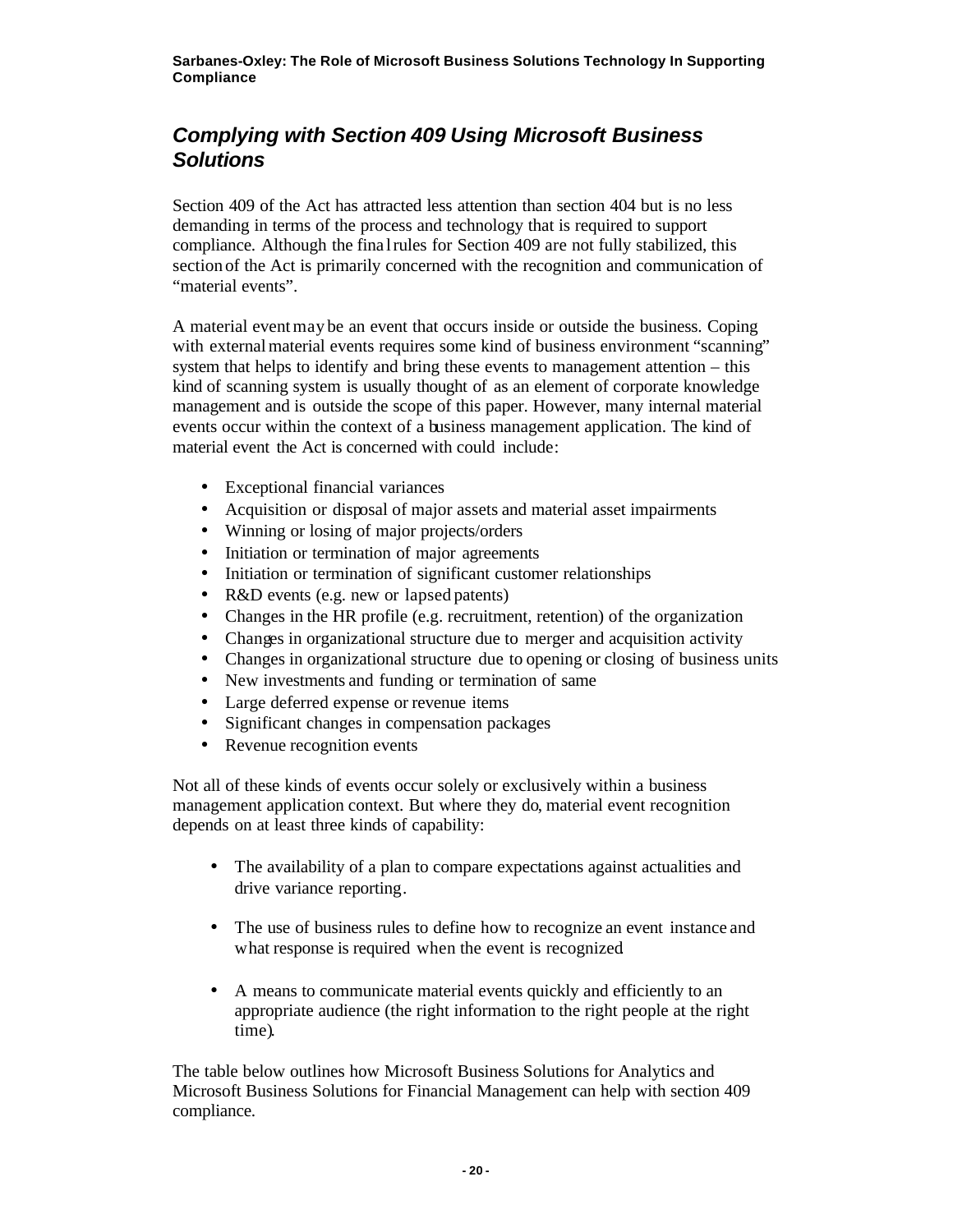## *Complying with Section 409 Using Microsoft Business Solutions*

Section 409 of the Act has attracted less attention than section 404 but is no less demanding in terms of the process and technology that is required to support compliance. Although the final rules for Section 409 are not fully stabilized, this section of the Act is primarily concerned with the recognition and communication of "material events".

A material event may be an event that occurs inside or outside the business. Coping with external material events requires some kind of business environment "scanning" system that helps to identify and bring these events to management attention – this kind of scanning system is usually thought of as an element of corporate knowledge management and is outside the scope of this paper. However, many internal material events occur within the context of a business management application. The kind of material event the Act is concerned with could include:

- Exceptional financial variances
- Acquisition or disposal of major assets and material asset impairments
- Winning or losing of major projects/orders
- Initiation or termination of major agreements
- Initiation or termination of significant customer relationships
- R&D events (e.g. new or lapsed patents)
- Changes in the HR profile (e.g. recruitment, retention) of the organization
- Changes in organizational structure due to merger and acquisition activity
- Changes in organizational structure due to opening or closing of business units
- New investments and funding or termination of same
- Large deferred expense or revenue items
- Significant changes in compensation packages
- Revenue recognition events

Not all of these kinds of events occur solely or exclusively within a business management application context. But where they do, material event recognition depends on at least three kinds of capability:

- The availability of a plan to compare expectations against actualities and drive variance reporting.
- The use of business rules to define how to recognize an event instance and what response is required when the event is recognized
- A means to communicate material events quickly and efficiently to an appropriate audience (the right information to the right people at the right time).

The table below outlines how Microsoft Business Solutions for Analytics and Microsoft Business Solutions for Financial Management can help with section 409 compliance.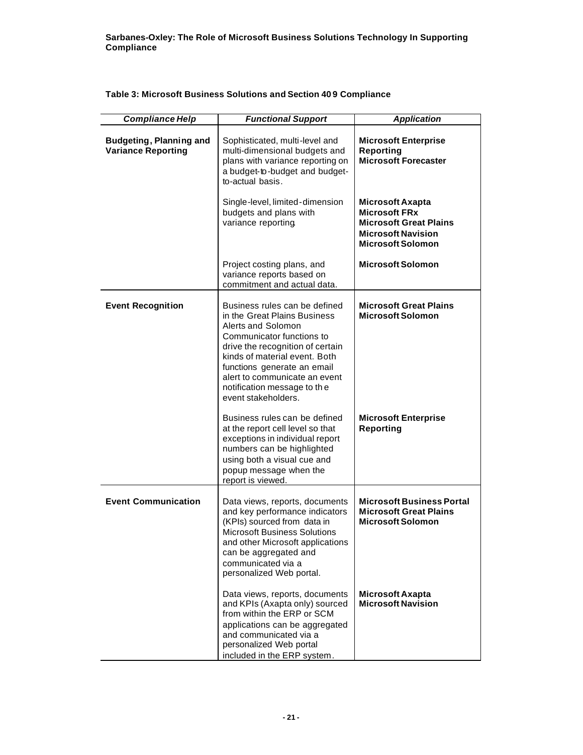**Table 3: Microsoft Business Solutions and Section 409 Compliance**

| *Compliance Help* | *Functional Support* | *Application* |
|---|---|---|
| **Budgeting, Planning and Variance Reporting** | Sophisticated, multi-level and multi-dimensional budgets and plans with variance reporting on a budget-to-budget and budget-to-actual basis. | **Microsoft Enterprise Reporting**<br>**Microsoft Forecaster** |
| | Single-level, limited-dimension budgets and plans with variance reporting. | **Microsoft Axapta**<br>**Microsoft FRx**<br>**Microsoft Great Plains**<br>**Microsoft Navision**<br>**Microsoft Solomon** |
| | Project costing plans, and variance reports based on commitment and actual data. | **Microsoft Solomon** |
| **Event Recognition** | Business rules can be defined in the Great Plains Business Alerts and Solomon Communicator functions to drive the recognition of certain kinds of material event. Both functions generate an email alert to communicate an event notification message to the event stakeholders. | **Microsoft Great Plains**<br>**Microsoft Solomon** |
| | Business rules can be defined at the report cell level so that exceptions in individual report numbers can be highlighted using both a visual cue and popup message when the report is viewed. | **Microsoft Enterprise Reporting** |
| **Event Communication** | Data views, reports, documents and key performance indicators (KPIs) sourced from data in Microsoft Business Solutions and other Microsoft applications can be aggregated and communicated via a personalized Web portal. | **Microsoft Business Portal**<br>**Microsoft Great Plains**<br>**Microsoft Solomon** |
| | Data views, reports, documents and KPIs (Axapta only) sourced from within the ERP or SCM applications can be aggregated and communicated via a personalized Web portal included in the ERP system. | **Microsoft Axapta**<br>**Microsoft Navision** |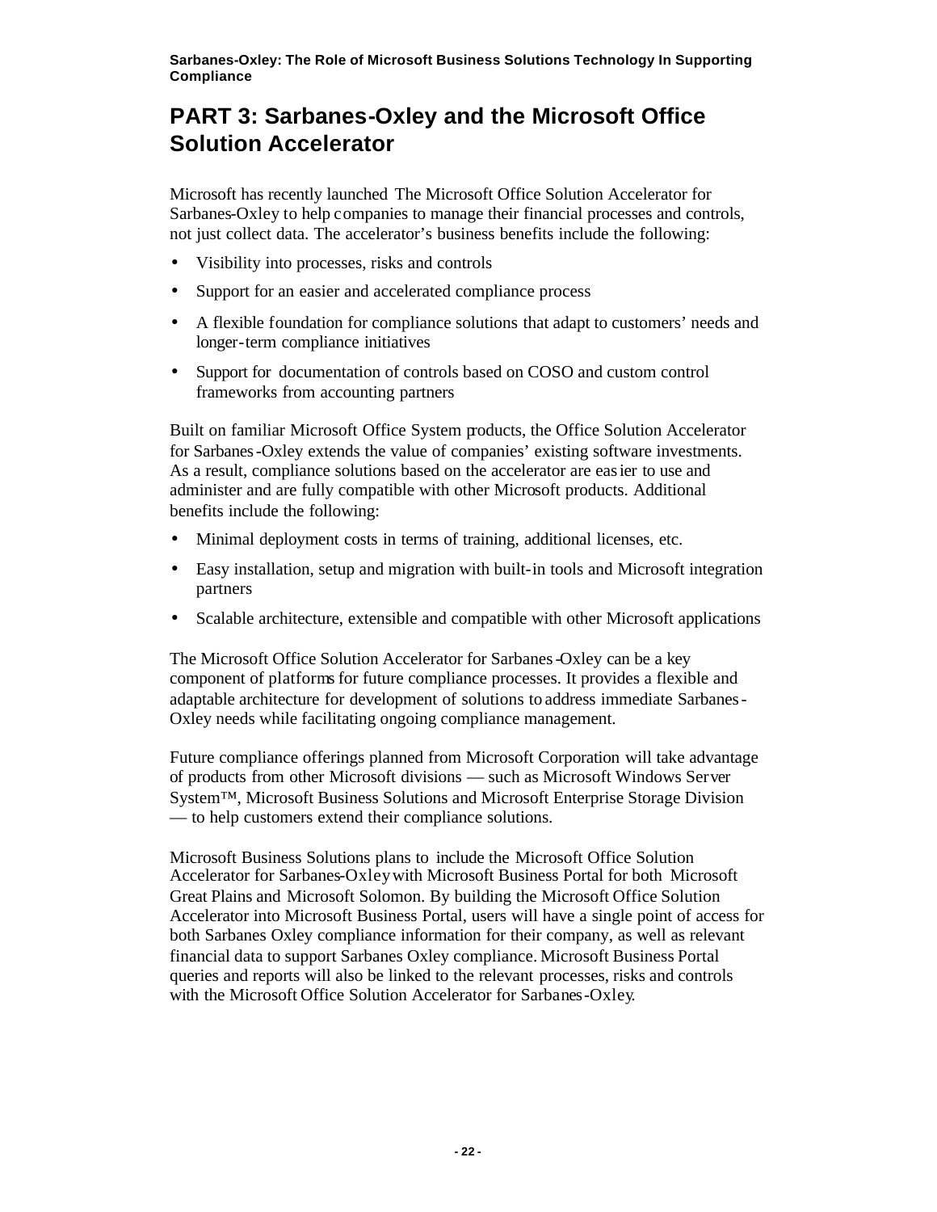## PART 3: Sarbanes-Oxley and the Microsoft Office Solution Accelerator

Microsoft has recently launched The Microsoft Office Solution Accelerator for Sarbanes-Oxley to help companies to manage their financial processes and controls, not just collect data. The accelerator's business benefits include the following:

- Visibility into processes, risks and controls
- Support for an easier and accelerated compliance process
- A flexible foundation for compliance solutions that adapt to customers' needs and longer-term compliance initiatives
- Support for documentation of controls based on COSO and custom control frameworks from accounting partners

Built on familiar Microsoft Office System products, the Office Solution Accelerator for Sarbanes-Oxley extends the value of companies' existing software investments. As a result, compliance solutions based on the accelerator are easier to use and administer and are fully compatible with other Microsoft products. Additional benefits include the following:

- Minimal deployment costs in terms of training, additional licenses, etc.
- Easy installation, setup and migration with built-in tools and Microsoft integration partners
- Scalable architecture, extensible and compatible with other Microsoft applications

The Microsoft Office Solution Accelerator for Sarbanes-Oxley can be a key component of platforms for future compliance processes. It provides a flexible and adaptable architecture for development of solutions to address immediate Sarbanes-Oxley needs while facilitating ongoing compliance management.

Future compliance offerings planned from Microsoft Corporation will take advantage of products from other Microsoft divisions — such as Microsoft Windows Server System™, Microsoft Business Solutions and Microsoft Enterprise Storage Division — to help customers extend their compliance solutions.

Microsoft Business Solutions plans to include the Microsoft Office Solution Accelerator for Sarbanes-Oxley with Microsoft Business Portal for both Microsoft Great Plains and Microsoft Solomon. By building the Microsoft Office Solution Accelerator into Microsoft Business Portal, users will have a single point of access for both Sarbanes Oxley compliance information for their company, as well as relevant financial data to support Sarbanes Oxley compliance. Microsoft Business Portal queries and reports will also be linked to the relevant processes, risks and controls with the Microsoft Office Solution Accelerator for Sarbanes-Oxley.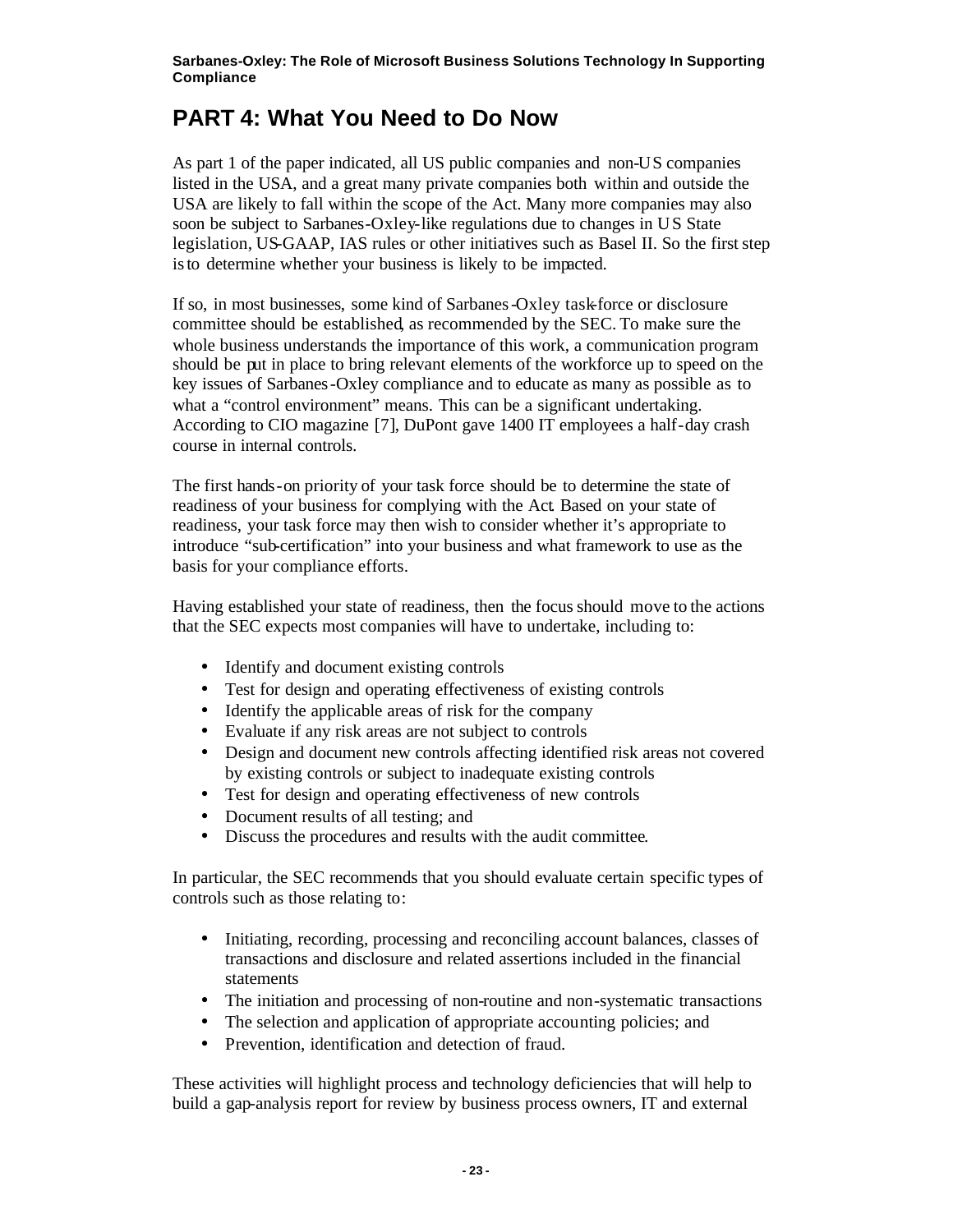## PART 4: What You Need to Do Now

As part 1 of the paper indicated, all US public companies and non-US companies listed in the USA, and a great many private companies both within and outside the USA are likely to fall within the scope of the Act. Many more companies may also soon be subject to Sarbanes-Oxley-like regulations due to changes in US State legislation, US-GAAP, IAS rules or other initiatives such as Basel II. So the first step is to determine whether your business is likely to be impacted.

If so, in most businesses, some kind of Sarbanes-Oxley task-force or disclosure committee should be established, as recommended by the SEC. To make sure the whole business understands the importance of this work, a communication program should be put in place to bring relevant elements of the workforce up to speed on the key issues of Sarbanes-Oxley compliance and to educate as many as possible as to what a "control environment" means. This can be a significant undertaking. According to CIO magazine [7], DuPont gave 1400 IT employees a half-day crash course in internal controls.

The first hands-on priority of your task force should be to determine the state of readiness of your business for complying with the Act. Based on your state of readiness, your task force may then wish to consider whether it's appropriate to introduce "sub-certification" into your business and what framework to use as the basis for your compliance efforts.

Having established your state of readiness, then the focus should move to the actions that the SEC expects most companies will have to undertake, including to:

- Identify and document existing controls
- Test for design and operating effectiveness of existing controls
- Identify the applicable areas of risk for the company
- Evaluate if any risk areas are not subject to controls
- Design and document new controls affecting identified risk areas not covered by existing controls or subject to inadequate existing controls
- Test for design and operating effectiveness of new controls
- Document results of all testing; and
- Discuss the procedures and results with the audit committee.

In particular, the SEC recommends that you should evaluate certain specific types of controls such as those relating to:

- Initiating, recording, processing and reconciling account balances, classes of transactions and disclosure and related assertions included in the financial statements
- The initiation and processing of non-routine and non-systematic transactions
- The selection and application of appropriate accounting policies; and
- Prevention, identification and detection of fraud.

These activities will highlight process and technology deficiencies that will help to build a gap-analysis report for review by business process owners, IT and external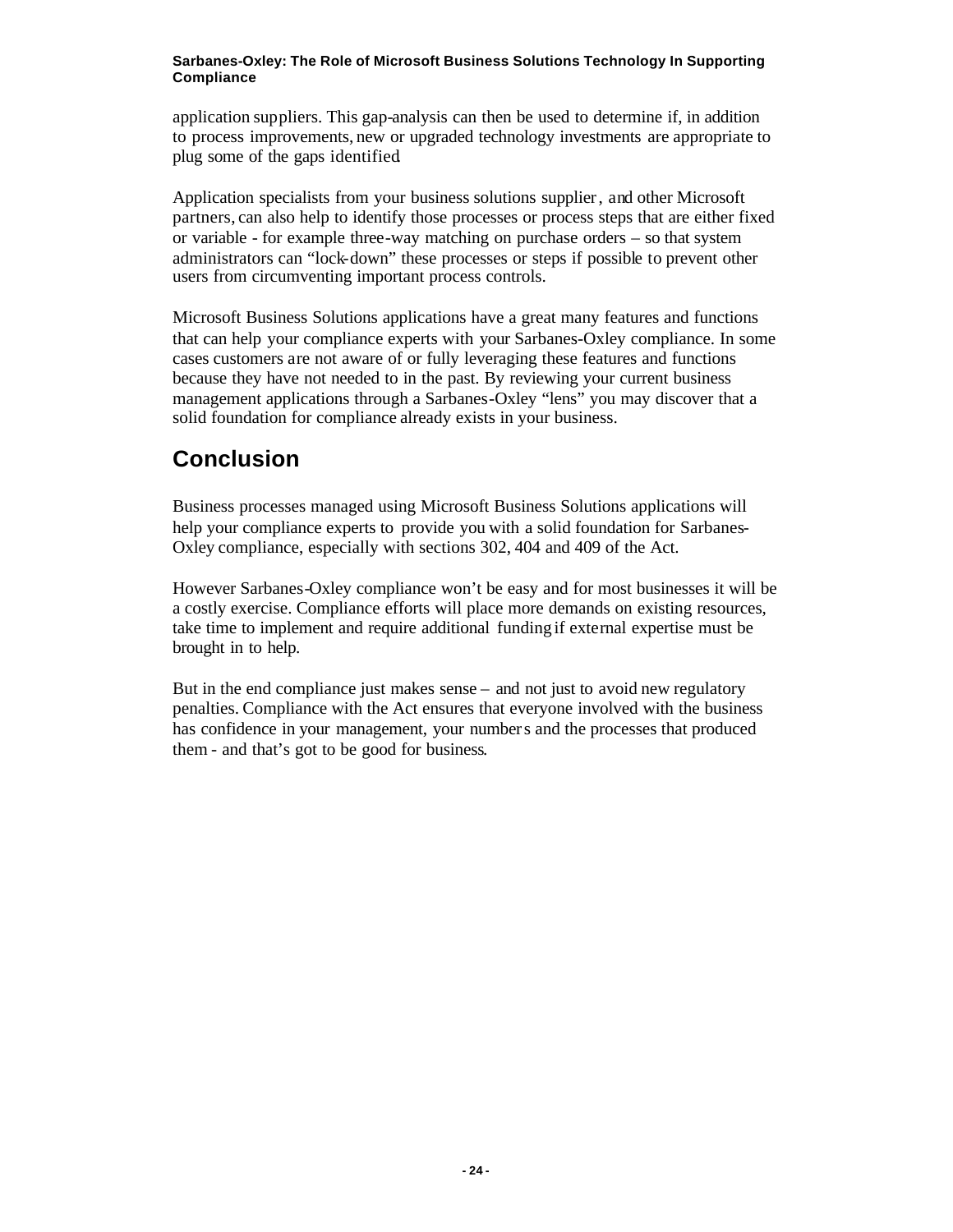application suppliers. This gap-analysis can then be used to determine if, in addition to process improvements, new or upgraded technology investments are appropriate to plug some of the gaps identified.

Application specialists from your business solutions supplier, and other Microsoft partners, can also help to identify those processes or process steps that are either fixed or variable - for example three-way matching on purchase orders – so that system administrators can "lock-down" these processes or steps if possible to prevent other users from circumventing important process controls.

Microsoft Business Solutions applications have a great many features and functions that can help your compliance experts with your Sarbanes-Oxley compliance. In some cases customers are not aware of or fully leveraging these features and functions because they have not needed to in the past. By reviewing your current business management applications through a Sarbanes-Oxley "lens" you may discover that a solid foundation for compliance already exists in your business.

## Conclusion

Business processes managed using Microsoft Business Solutions applications will help your compliance experts to provide you with a solid foundation for Sarbanes-Oxley compliance, especially with sections 302, 404 and 409 of the Act.

However Sarbanes-Oxley compliance won't be easy and for most businesses it will be a costly exercise. Compliance efforts will place more demands on existing resources, take time to implement and require additional funding if external expertise must be brought in to help.

But in the end compliance just makes sense – and not just to avoid new regulatory penalties. Compliance with the Act ensures that everyone involved with the business has confidence in your management, your numbers and the processes that produced them - and that's got to be good for business.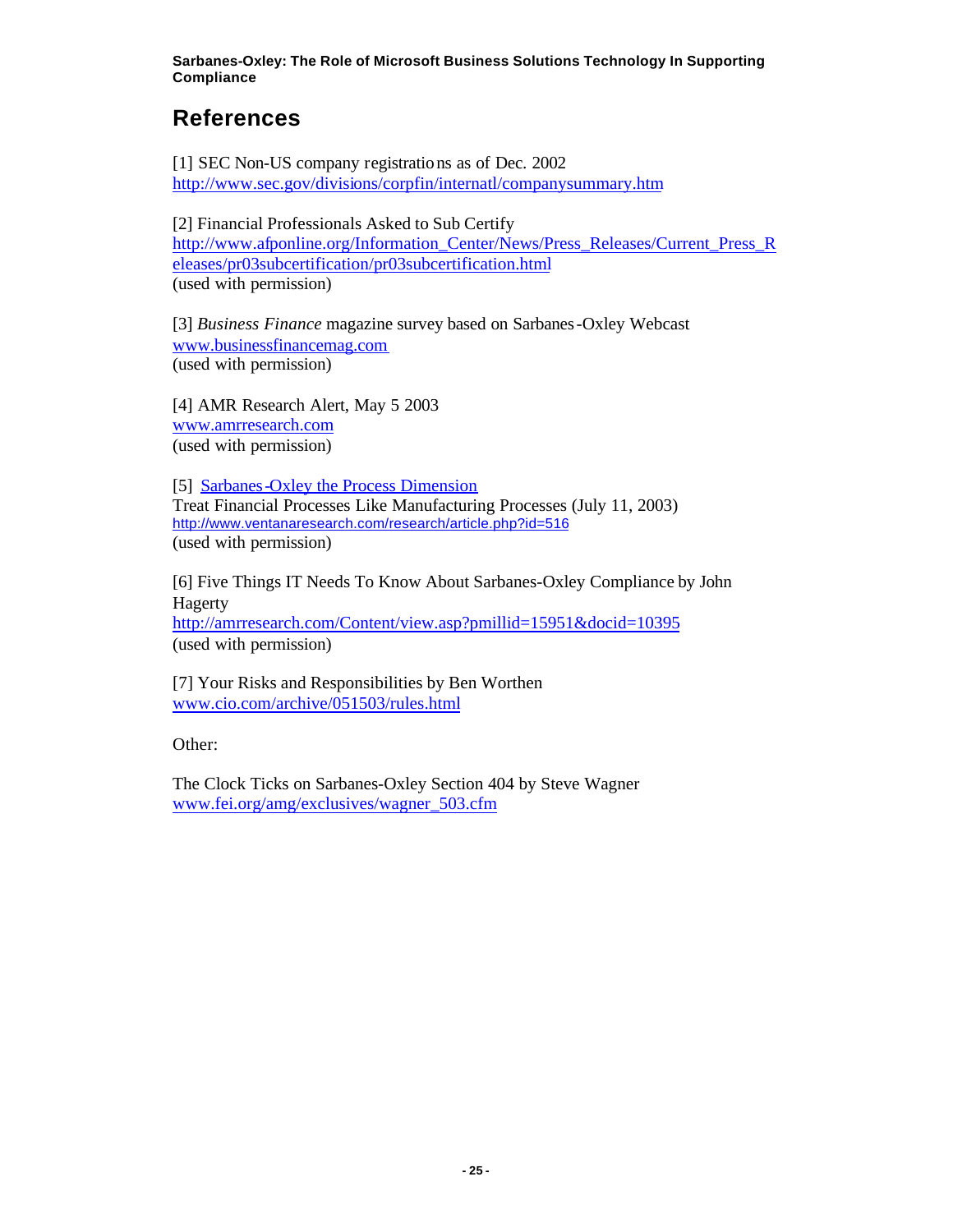# References

[1] SEC Non-US company registrations as of Dec. 2002
http://www.sec.gov/divisions/corpfin/internatl/companysummary.htm

[2] Financial Professionals Asked to Sub Certify
http://www.afponline.org/Information_Center/News/Press_Releases/Current_Press_Releases/pr03subcertification/pr03subcertification.html
(used with permission)

[3] *Business Finance* magazine survey based on Sarbanes-Oxley Webcast
www.businessfinancemag.com
(used with permission)

[4] AMR Research Alert, May 5 2003
www.amrresearch.com
(used with permission)

[5] Sarbanes-Oxley the Process Dimension
Treat Financial Processes Like Manufacturing Processes (July 11, 2003)
http://www.ventanaresearch.com/research/article.php?id=516
(used with permission)

[6] Five Things IT Needs To Know About Sarbanes-Oxley Compliance by John Hagerty
http://amrresearch.com/Content/view.asp?pmillid=15951&docid=10395
(used with permission)

[7] Your Risks and Responsibilities by Ben Worthen
www.cio.com/archive/051503/rules.html

Other:

The Clock Ticks on Sarbanes-Oxley Section 404 by Steve Wagner
www.fei.org/amg/exclusives/wagner_503.cfm